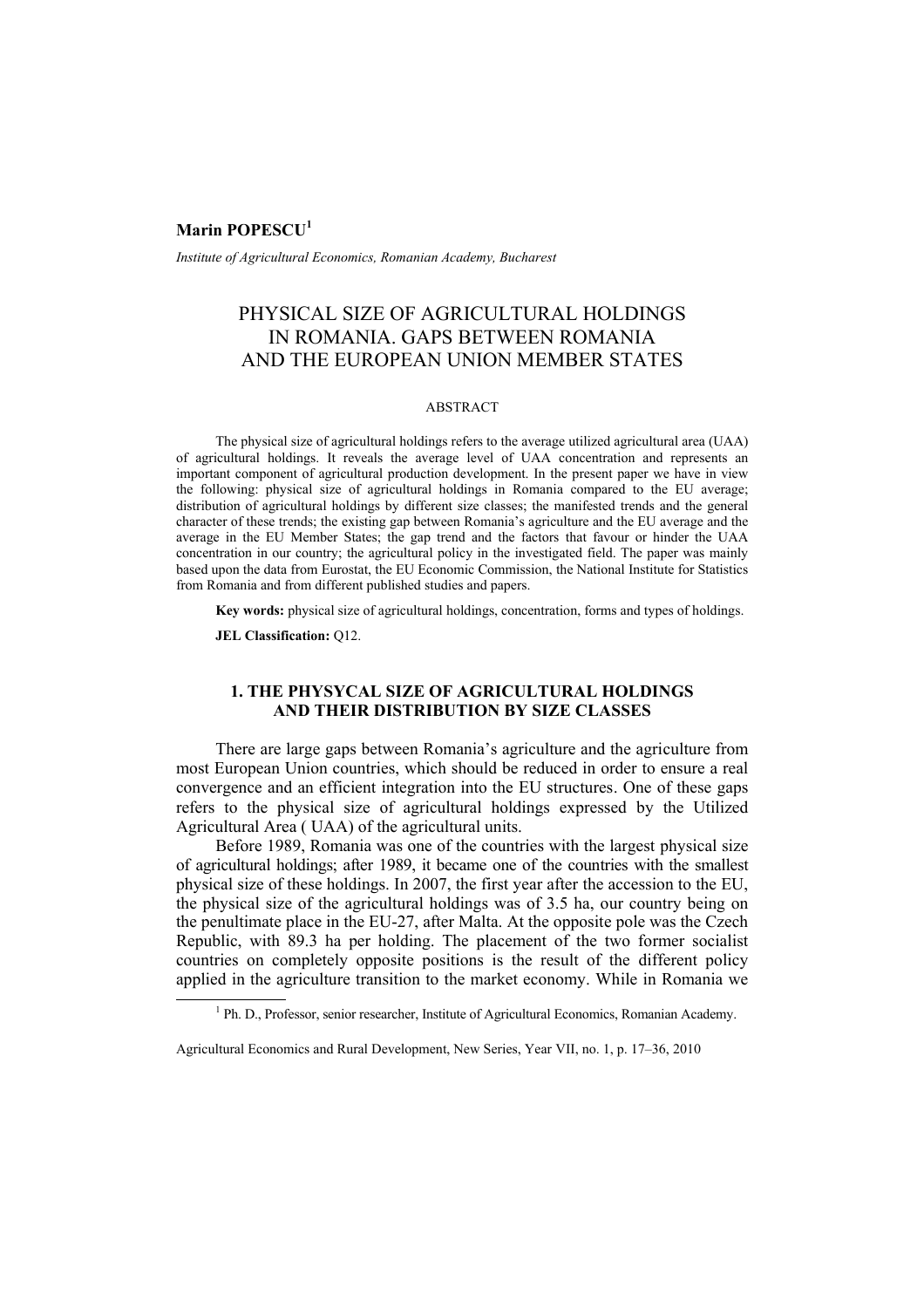**Marin POPESCU**[1]

*Institute of Agricultural Economics, Romanian Academy, Bucharest*

# PHYSICAL SIZE OF AGRICULTURAL HOLDINGS IN ROMANIA. GAPS BETWEEN ROMANIA AND THE EUROPEAN UNION MEMBER STATES

## ABSTRACT

The physical size of agricultural holdings refers to the average utilized agricultural area (UAA) of agricultural holdings. It reveals the average level of UAA concentration and represents an important component of agricultural production development. In the present paper we have in view the following: physical size of agricultural holdings in Romania compared to the EU average; distribution of agricultural holdings by different size classes; the manifested trends and the general character of these trends; the existing gap between Romania's agriculture and the EU average and the average in the EU Member States; the gap trend and the factors that favour or hinder the UAA concentration in our country; the agricultural policy in the investigated field. The paper was mainly based upon the data from Eurostat, the EU Economic Commission, the National Institute for Statistics from Romania and from different published studies and papers.

**Key words:** physical size of agricultural holdings, concentration, forms and types of holdings.

**JEL Classification:** Q12.

## 1. THE PHYSYCAL SIZE OF AGRICULTURAL HOLDINGS AND THEIR DISTRIBUTION BY SIZE CLASSES

There are large gaps between Romania's agriculture and the agriculture from most European Union countries, which should be reduced in order to ensure a real convergence and an efficient integration into the EU structures. One of these gaps refers to the physical size of agricultural holdings expressed by the Utilized Agricultural Area ( UAA) of the agricultural units.

Before 1989, Romania was one of the countries with the largest physical size of agricultural holdings; after 1989, it became one of the countries with the smallest physical size of these holdings. In 2007, the first year after the accession to the EU, the physical size of the agricultural holdings was of 3.5 ha, our country being on the penultimate place in the EU-27, after Malta. At the opposite pole was the Czech Republic, with 89.3 ha per holding. The placement of the two former socialist countries on completely opposite positions is the result of the different policy applied in the agriculture transition to the market economy. While in Romania we

[1] Ph. D., Professor, senior researcher, Institute of Agricultural Economics, Romanian Academy.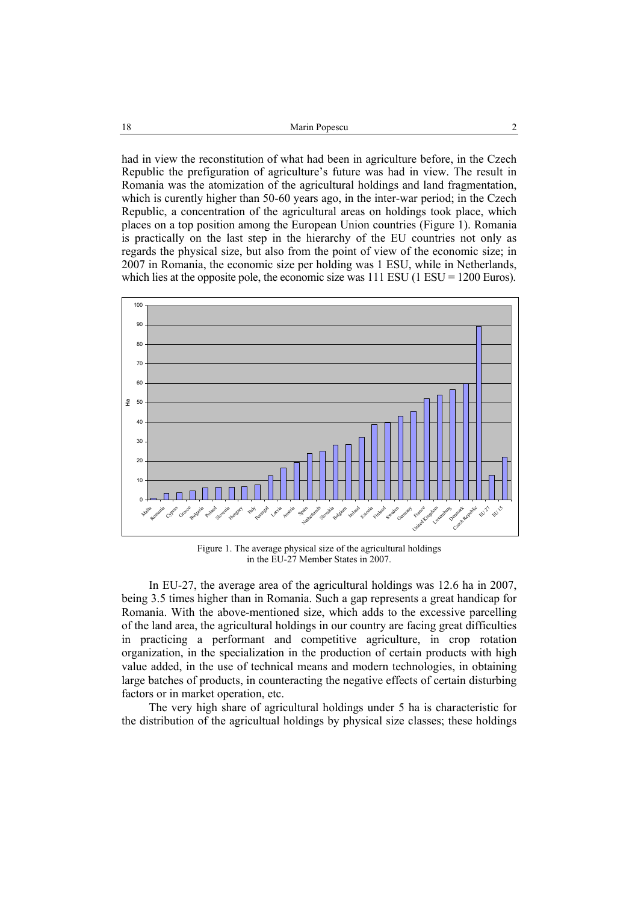had in view the reconstitution of what had been in agriculture before, in the Czech Republic the prefiguration of agriculture's future was had in view. The result in Romania was the atomization of the agricultural holdings and land fragmentation, which is curently higher than 50-60 years ago, in the inter-war period; in the Czech Republic, a concentration of the agricultural areas on holdings took place, which places on a top position among the European Union countries (Figure 1). Romania is practically on the last step in the hierarchy of the EU countries not only as regards the physical size, but also from the point of view of the economic size; in 2007 in Romania, the economic size per holding was 1 ESU, while in Netherlands, which lies at the opposite pole, the economic size was 111 ESU (1 ESU = 1200 Euros).

Figure 1. The average physical size of the agricultural holdings in the EU-27 Member States in 2007.

In EU-27, the average area of the agricultural holdings was 12.6 ha in 2007, being 3.5 times higher than in Romania. Such a gap represents a great handicap for Romania. With the above-mentioned size, which adds to the excessive parcelling of the land area, the agricultural holdings in our country are facing great difficulties in practicing a performant and competitive agriculture, in crop rotation organization, in the specialization in the production of certain products with high value added, in the use of technical means and modern technologies, in obtaining large batches of products, in counteracting the negative effects of certain disturbing factors or in market operation, etc.

The very high share of agricultural holdings under 5 ha is characteristic for the distribution of the agricultual holdings by physical size classes; these holdings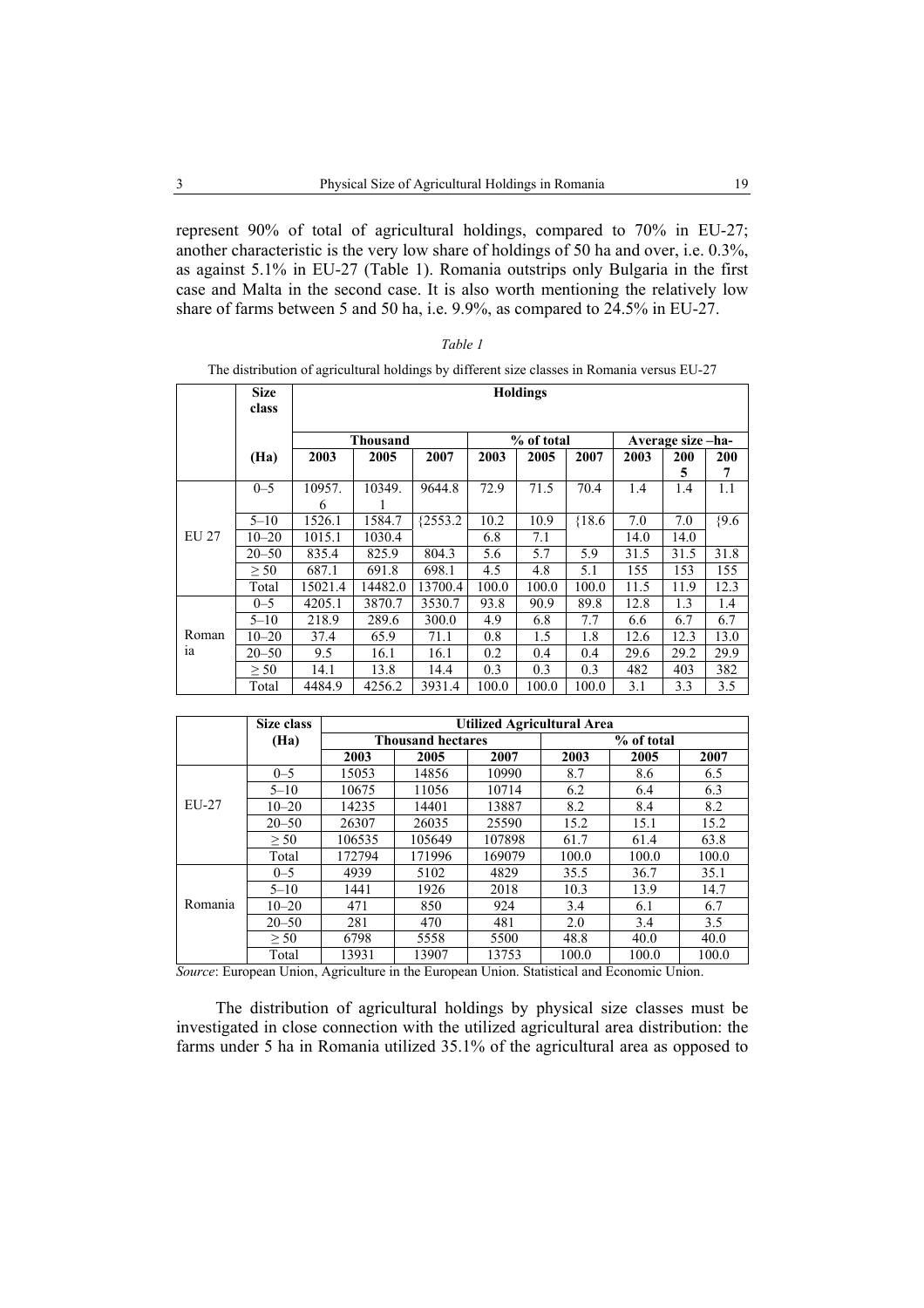represent 90% of total of agricultural holdings, compared to 70% in EU-27; another characteristic is the very low share of holdings of 50 ha and over, i.e. 0.3%, as against 5.1% in EU-27 (Table 1). Romania outstrips only Bulgaria in the first case and Malta in the second case. It is also worth mentioning the relatively low share of farms between 5 and 50 ha, i.e. 9.9%, as compared to 24.5% in EU-27.

*Table 1*

The distribution of agricultural holdings by different size classes in Romania versus EU-27

| | Size class (Ha) | Holdings | | | | | | | | |
|---|---|---|---|---|---|---|---|---|---|---|
| | | Thousand | | | % of total | | | Average size –ha- | | |
| | | 2003 | 2005 | 2007 | 2003 | 2005 | 2007 | 2003 | 2005 | 2007 |
| EU 27 | 0–5 | 10957.6 | 10349.1 | 9644.8 | 72.9 | 71.5 | 70.4 | 1.4 | 1.4 | 1.1 |
| | 5–10 | 1526.1 | 1584.7 | {2553.2 | 10.2 | 10.9 | {18.6 | 7.0 | 7.0 | {9.6 |
| | 10–20 | 1015.1 | 1030.4 | | 6.8 | 7.1 | | 14.0 | 14.0 | |
| | 20–50 | 835.4 | 825.9 | 804.3 | 5.6 | 5.7 | 5.9 | 31.5 | 31.5 | 31.8 |
| | ≥ 50 | 687.1 | 691.8 | 698.1 | 4.5 | 4.8 | 5.1 | 155 | 153 | 155 |
| | Total | 15021.4 | 14482.0 | 13700.4 | 100.0 | 100.0 | 100.0 | 11.5 | 11.9 | 12.3 |
| Romania | 0–5 | 4205.1 | 3870.7 | 3530.7 | 93.8 | 90.9 | 89.8 | 12.8 | 1.3 | 1.4 |
| | 5–10 | 218.9 | 289.6 | 300.0 | 4.9 | 6.8 | 7.7 | 6.6 | 6.7 | 6.7 |
| | 10–20 | 37.4 | 65.9 | 71.1 | 0.8 | 1.5 | 1.8 | 12.6 | 12.3 | 13.0 |
| | 20–50 | 9.5 | 16.1 | 16.1 | 0.2 | 0.4 | 0.4 | 29.6 | 29.2 | 29.9 |
| | ≥ 50 | 14.1 | 13.8 | 14.4 | 0.3 | 0.3 | 0.3 | 482 | 403 | 382 |
| | Total | 4484.9 | 4256.2 | 3931.4 | 100.0 | 100.0 | 100.0 | 3.1 | 3.3 | 3.5 |

| | Size class (Ha) | Utilized Agricultural Area | | | | | |
|---|---|---|---|---|---|---|---|
| | | Thousand hectares | | | % of total | | |
| | | 2003 | 2005 | 2007 | 2003 | 2005 | 2007 |
| EU-27 | 0–5 | 15053 | 14856 | 10990 | 8.7 | 8.6 | 6.5 |
| | 5–10 | 10675 | 11056 | 10714 | 6.2 | 6.4 | 6.3 |
| | 10–20 | 14235 | 14401 | 13887 | 8.2 | 8.4 | 8.2 |
| | 20–50 | 26307 | 26035 | 25590 | 15.2 | 15.1 | 15.2 |
| | ≥ 50 | 106535 | 105649 | 107898 | 61.7 | 61.4 | 63.8 |
| | Total | 172794 | 171996 | 169079 | 100.0 | 100.0 | 100.0 |
| Romania | 0–5 | 4939 | 5102 | 4829 | 35.5 | 36.7 | 35.1 |
| | 5–10 | 1441 | 1926 | 2018 | 10.3 | 13.9 | 14.7 |
| | 10–20 | 471 | 850 | 924 | 3.4 | 6.1 | 6.7 |
| | 20–50 | 281 | 470 | 481 | 2.0 | 3.4 | 3.5 |
| | ≥ 50 | 6798 | 5558 | 5500 | 48.8 | 40.0 | 40.0 |
| | Total | 13931 | 13907 | 13753 | 100.0 | 100.0 | 100.0 |

*Source*: European Union, Agriculture in the European Union. Statistical and Economic Union.

The distribution of agricultural holdings by physical size classes must be investigated in close connection with the utilized agricultural area distribution: the farms under 5 ha in Romania utilized 35.1% of the agricultural area as opposed to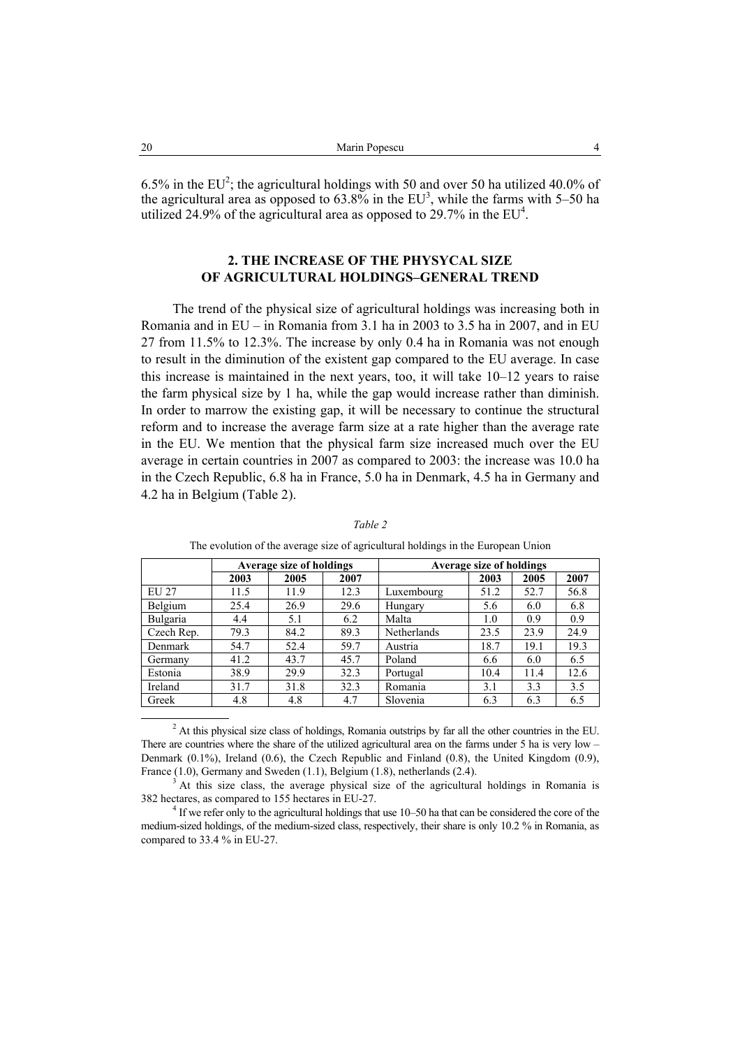6.5% in the EU[2]; the agricultural holdings with 50 and over 50 ha utilized 40.0% of the agricultural area as opposed to 63.8% in the EU[3], while the farms with 5–50 ha utilized 24.9% of the agricultural area as opposed to 29.7% in the EU[4].

## 2. THE INCREASE OF THE PHYSYCAL SIZE OF AGRICULTURAL HOLDINGS–GENERAL TREND

The trend of the physical size of agricultural holdings was increasing both in Romania and in EU – in Romania from 3.1 ha in 2003 to 3.5 ha in 2007, and in EU 27 from 11.5% to 12.3%. The increase by only 0.4 ha in Romania was not enough to result in the diminution of the existent gap compared to the EU average. In case this increase is maintained in the next years, too, it will take 10–12 years to raise the farm physical size by 1 ha, while the gap would increase rather than diminish. In order to marrow the existing gap, it will be necessary to continue the structural reform and to increase the average farm size at a rate higher than the average rate in the EU. We mention that the physical farm size increased much over the EU average in certain countries in 2007 as compared to 2003: the increase was 10.0 ha in the Czech Republic, 6.8 ha in France, 5.0 ha in Denmark, 4.5 ha in Germany and 4.2 ha in Belgium (Table 2).

*Table 2*

The evolution of the average size of agricultural holdings in the European Union

| | **Average size of holdings** | | | **Average size of holdings** | | | |
|---|---|---|---|---|---|---|---|
| | **2003** | **2005** | **2007** | | **2003** | **2005** | **2007** |
| EU 27 | 11.5 | 11.9 | 12.3 | Luxembourg | 51.2 | 52.7 | 56.8 |
| Belgium | 25.4 | 26.9 | 29.6 | Hungary | 5.6 | 6.0 | 6.8 |
| Bulgaria | 4.4 | 5.1 | 6.2 | Malta | 1.0 | 0.9 | 0.9 |
| Czech Rep. | 79.3 | 84.2 | 89.3 | Netherlands | 23.5 | 23.9 | 24.9 |
| Denmark | 54.7 | 52.4 | 59.7 | Austria | 18.7 | 19.1 | 19.3 |
| Germany | 41.2 | 43.7 | 45.7 | Poland | 6.6 | 6.0 | 6.5 |
| Estonia | 38.9 | 29.9 | 32.3 | Portugal | 10.4 | 11.4 | 12.6 |
| Ireland | 31.7 | 31.8 | 32.3 | Romania | 3.1 | 3.3 | 3.5 |
| Greek | 4.8 | 4.8 | 4.7 | Slovenia | 6.3 | 6.3 | 6.5 |

[2] At this physical size class of holdings, Romania outstrips by far all the other countries in the EU. There are countries where the share of the utilized agricultural area on the farms under 5 ha is very low – Denmark (0.1%), Ireland (0.6), the Czech Republic and Finland (0.8), the United Kingdom (0.9), France (1.0), Germany and Sweden (1.1), Belgium (1.8), netherlands (2.4).

[3] At this size class, the average physical size of the agricultural holdings in Romania is 382 hectares, as compared to 155 hectares in EU-27.

[4] If we refer only to the agricultural holdings that use 10–50 ha that can be considered the core of the medium-sized holdings, of the medium-sized class, respectively, their share is only 10.2 % in Romania, as compared to 33.4 % in EU-27.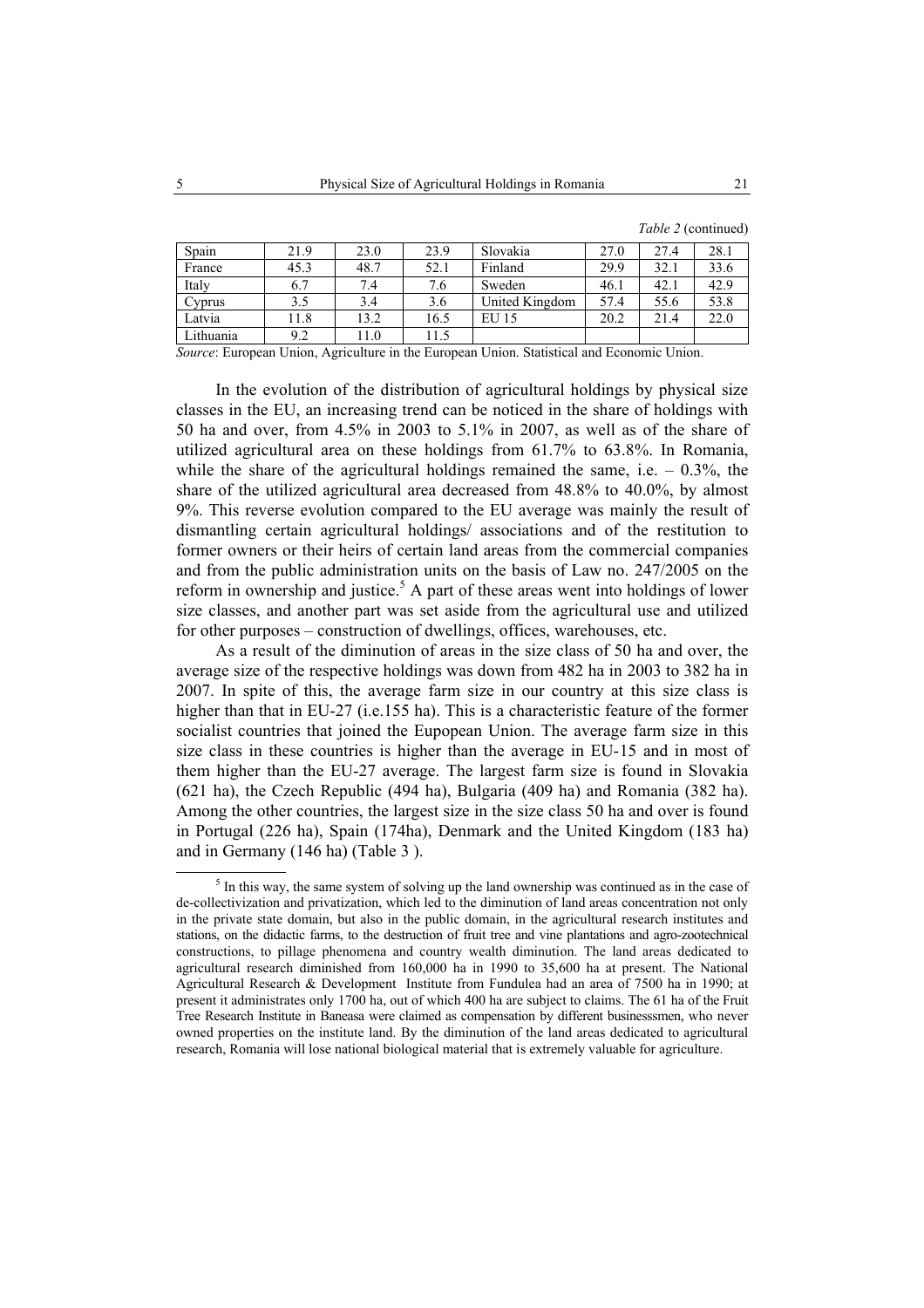*Table 2* (continued)

| | | | | | | | |
|---|---|---|---|---|---|---|---|
| Spain | 21.9 | 23.0 | 23.9 | Slovakia | 27.0 | 27.4 | 28.1 |
| France | 45.3 | 48.7 | 52.1 | Finland | 29.9 | 32.1 | 33.6 |
| Italy | 6.7 | 7.4 | 7.6 | Sweden | 46.1 | 42.1 | 42.9 |
| Cyprus | 3.5 | 3.4 | 3.6 | United Kingdom | 57.4 | 55.6 | 53.8 |
| Latvia | 11.8 | 13.2 | 16.5 | EU 15 | 20.2 | 21.4 | 22.0 |
| Lithuania | 9.2 | 11.0 | 11.5 | | | | |

*Source*: European Union, Agriculture in the European Union. Statistical and Economic Union.

In the evolution of the distribution of agricultural holdings by physical size classes in the EU, an increasing trend can be noticed in the share of holdings with 50 ha and over, from 4.5% in 2003 to 5.1% in 2007, as well as of the share of utilized agricultural area on these holdings from 61.7% to 63.8%. In Romania, while the share of the agricultural holdings remained the same, i.e. – 0.3%, the share of the utilized agricultural area decreased from 48.8% to 40.0%, by almost 9%. This reverse evolution compared to the EU average was mainly the result of dismantling certain agricultural holdings/ associations and of the restitution to former owners or their heirs of certain land areas from the commercial companies and from the public administration units on the basis of Law no. 247/2005 on the reform in ownership and justice.[5] A part of these areas went into holdings of lower size classes, and another part was set aside from the agricultural use and utilized for other purposes – construction of dwellings, offices, warehouses, etc.

As a result of the diminution of areas in the size class of 50 ha and over, the average size of the respective holdings was down from 482 ha in 2003 to 382 ha in 2007. In spite of this, the average farm size in our country at this size class is higher than that in EU-27 (i.e.155 ha). This is a characteristic feature of the former socialist countries that joined the Eupopean Union. The average farm size in this size class in these countries is higher than the average in EU-15 and in most of them higher than the EU-27 average. The largest farm size is found in Slovakia (621 ha), the Czech Republic (494 ha), Bulgaria (409 ha) and Romania (382 ha). Among the other countries, the largest size in the size class 50 ha and over is found in Portugal (226 ha), Spain (174ha), Denmark and the United Kingdom (183 ha) and in Germany (146 ha) (Table 3 ).

[5] In this way, the same system of solving up the land ownership was continued as in the case of de-collectivization and privatization, which led to the diminution of land areas concentration not only in the private state domain, but also in the public domain, in the agricultural research institutes and stations, on the didactic farms, to the destruction of fruit tree and vine plantations and agro-zootechnical constructions, to pillage phenomena and country wealth diminution. The land areas dedicated to agricultural research diminished from 160,000 ha in 1990 to 35,600 ha at present. The National Agricultural Research & Development Institute from Fundulea had an area of 7500 ha in 1990; at present it administrates only 1700 ha, out of which 400 ha are subject to claims. The 61 ha of the Fruit Tree Research Institute in Baneasa were claimed as compensation by different businesssmen, who never owned properties on the institute land. By the diminution of the land areas dedicated to agricultural research, Romania will lose national biological material that is extremely valuable for agriculture.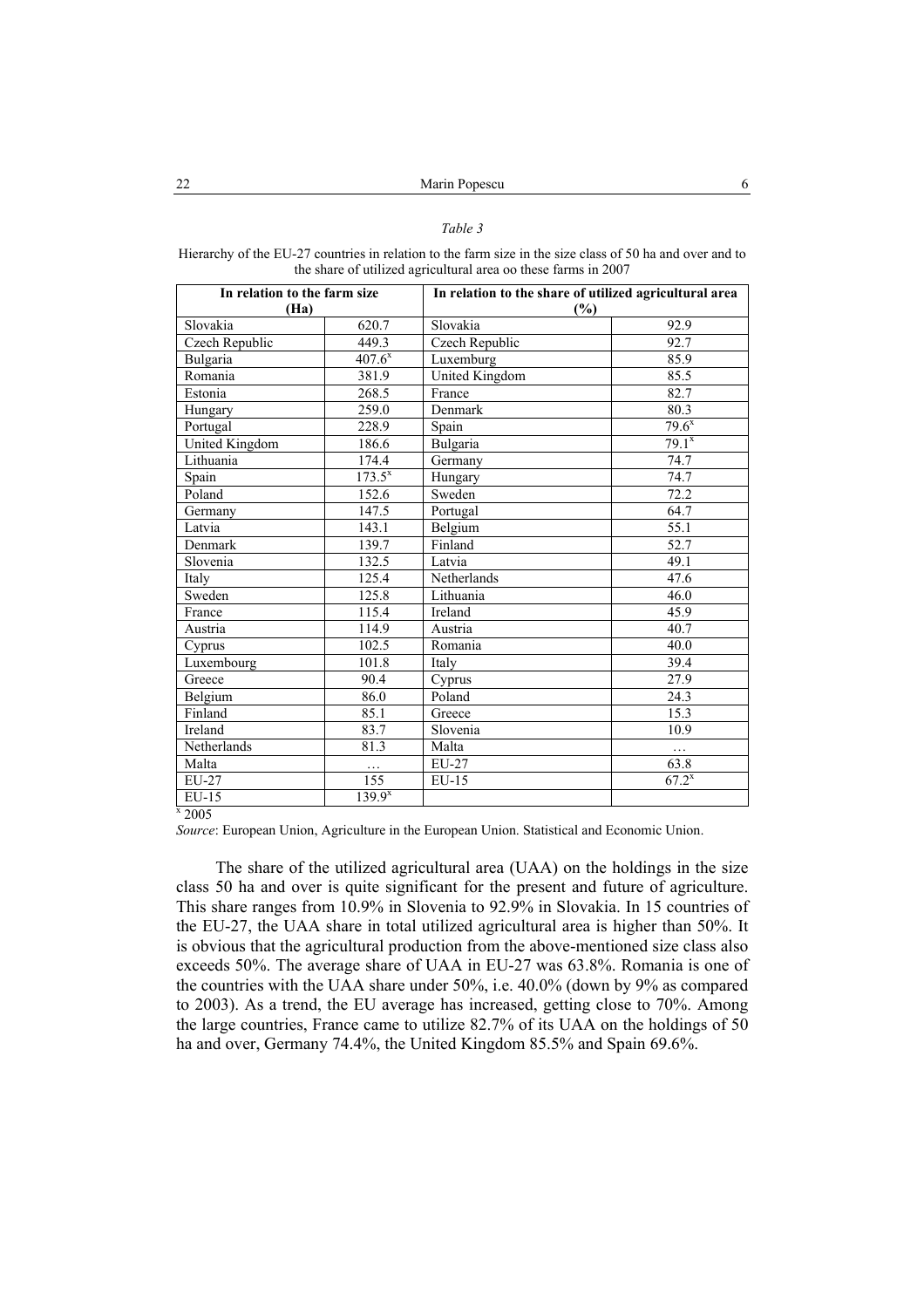*Table 3*

Hierarchy of the EU-27 countries in relation to the farm size in the size class of 50 ha and over and to the share of utilized agricultural area oo these farms in 2007

| In relation to the farm size (Ha) | | In relation to the share of utilized agricultural area (%) | |
|---|---|---|---|
| Slovakia | 620.7 | Slovakia | 92.9 |
| Czech Republic | 449.3 | Czech Republic | 92.7 |
| Bulgaria | 407.6[x] | Luxemburg | 85.9 |
| Romania | 381.9 | United Kingdom | 85.5 |
| Estonia | 268.5 | France | 82.7 |
| Hungary | 259.0 | Denmark | 80.3 |
| Portugal | 228.9 | Spain | 79.6[x] |
| United Kingdom | 186.6 | Bulgaria | 79.1[x] |
| Lithuania | 174.4 | Germany | 74.7 |
| Spain | 173.5[x] | Hungary | 74.7 |
| Poland | 152.6 | Sweden | 72.2 |
| Germany | 147.5 | Portugal | 64.7 |
| Latvia | 143.1 | Belgium | 55.1 |
| Denmark | 139.7 | Finland | 52.7 |
| Slovenia | 132.5 | Latvia | 49.1 |
| Italy | 125.4 | Netherlands | 47.6 |
| Sweden | 125.8 | Lithuania | 46.0 |
| France | 115.4 | Ireland | 45.9 |
| Austria | 114.9 | Austria | 40.7 |
| Cyprus | 102.5 | Romania | 40.0 |
| Luxembourg | 101.8 | Italy | 39.4 |
| Greece | 90.4 | Cyprus | 27.9 |
| Belgium | 86.0 | Poland | 24.3 |
| Finland | 85.1 | Greece | 15.3 |
| Ireland | 83.7 | Slovenia | 10.9 |
| Netherlands | 81.3 | Malta | … |
| Malta | … | EU-27 | 63.8 |
| EU-27 | 155 | EU-15 | 67.2[x] |
| EU-15 | 139.9[x] | | |

[x] 2005

*Source*: European Union, Agriculture in the European Union. Statistical and Economic Union.

The share of the utilized agricultural area (UAA) on the holdings in the size class 50 ha and over is quite significant for the present and future of agriculture. This share ranges from 10.9% in Slovenia to 92.9% in Slovakia. In 15 countries of the EU-27, the UAA share in total utilized agricultural area is higher than 50%. It is obvious that the agricultural production from the above-mentioned size class also exceeds 50%. The average share of UAA in EU-27 was 63.8%. Romania is one of the countries with the UAA share under 50%, i.e. 40.0% (down by 9% as compared to 2003). As a trend, the EU average has increased, getting close to 70%. Among the large countries, France came to utilize 82.7% of its UAA on the holdings of 50 ha and over, Germany 74.4%, the United Kingdom 85.5% and Spain 69.6%.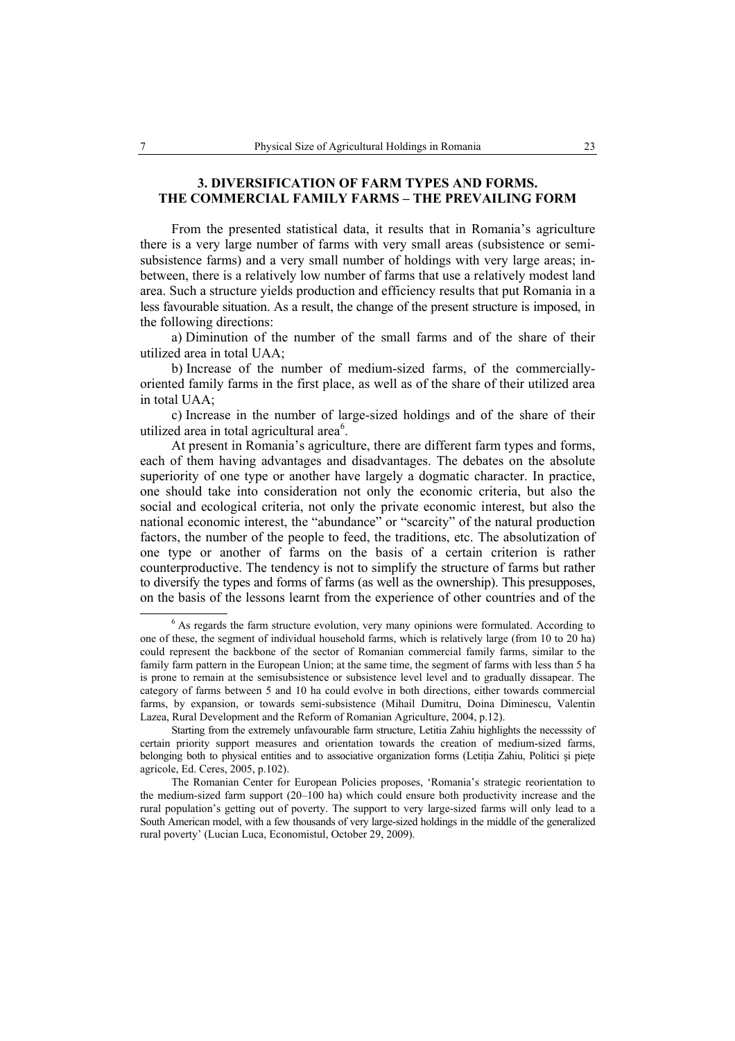## 3. DIVERSIFICATION OF FARM TYPES AND FORMS. THE COMMERCIAL FAMILY FARMS – THE PREVAILING FORM

From the presented statistical data, it results that in Romania's agriculture there is a very large number of farms with very small areas (subsistence or semi-subsistence farms) and a very small number of holdings with very large areas; in-between, there is a relatively low number of farms that use a relatively modest land area. Such a structure yields production and efficiency results that put Romania in a less favourable situation. As a result, the change of the present structure is imposed, in the following directions:

a) Diminution of the number of the small farms and of the share of their utilized area in total UAA;

b) Increase of the number of medium-sized farms, of the commercially-oriented family farms in the first place, as well as of the share of their utilized area in total UAA;

c) Increase in the number of large-sized holdings and of the share of their utilized area in total agricultural area[6].

At present in Romania's agriculture, there are different farm types and forms, each of them having advantages and disadvantages. The debates on the absolute superiority of one type or another have largely a dogmatic character. In practice, one should take into consideration not only the economic criteria, but also the social and ecological criteria, not only the private economic interest, but also the national economic interest, the "abundance" or "scarcity" of the natural production factors, the number of the people to feed, the traditions, etc. The absolutization of one type or another of farms on the basis of a certain criterion is rather counterproductive. The tendency is not to simplify the structure of farms but rather to diversify the types and forms of farms (as well as the ownership). This presupposes, on the basis of the lessons learnt from the experience of other countries and of the

---

[6] As regards the farm structure evolution, very many opinions were formulated. According to one of these, the segment of individual household farms, which is relatively large (from 10 to 20 ha) could represent the backbone of the sector of Romanian commercial family farms, similar to the family farm pattern in the European Union; at the same time, the segment of farms with less than 5 ha is prone to remain at the semisubsistence or subsistence level level and to gradually dissapear. The category of farms between 5 and 10 ha could evolve in both directions, either towards commercial farms, by expansion, or towards semi-subsistence (Mihail Dumitru, Doina Diminescu, Valentin Lazea, Rural Development and the Reform of Romanian Agriculture, 2004, p.12).

Starting from the extremely unfavourable farm structure, Letitia Zahiu highlights the necesssity of certain priority support measures and orientation towards the creation of medium-sized farms, belonging both to physical entities and to associative organization forms (Letiția Zahiu, Politici și piețe agricole, Ed. Ceres, 2005, p.102).

The Romanian Center for European Policies proposes, 'Romania's strategic reorientation to the medium-sized farm support (20–100 ha) which could ensure both productivity increase and the rural population's getting out of poverty. The support to very large-sized farms will only lead to a South American model, with a few thousands of very large-sized holdings in the middle of the generalized rural poverty' (Lucian Luca, Economistul, October 29, 2009).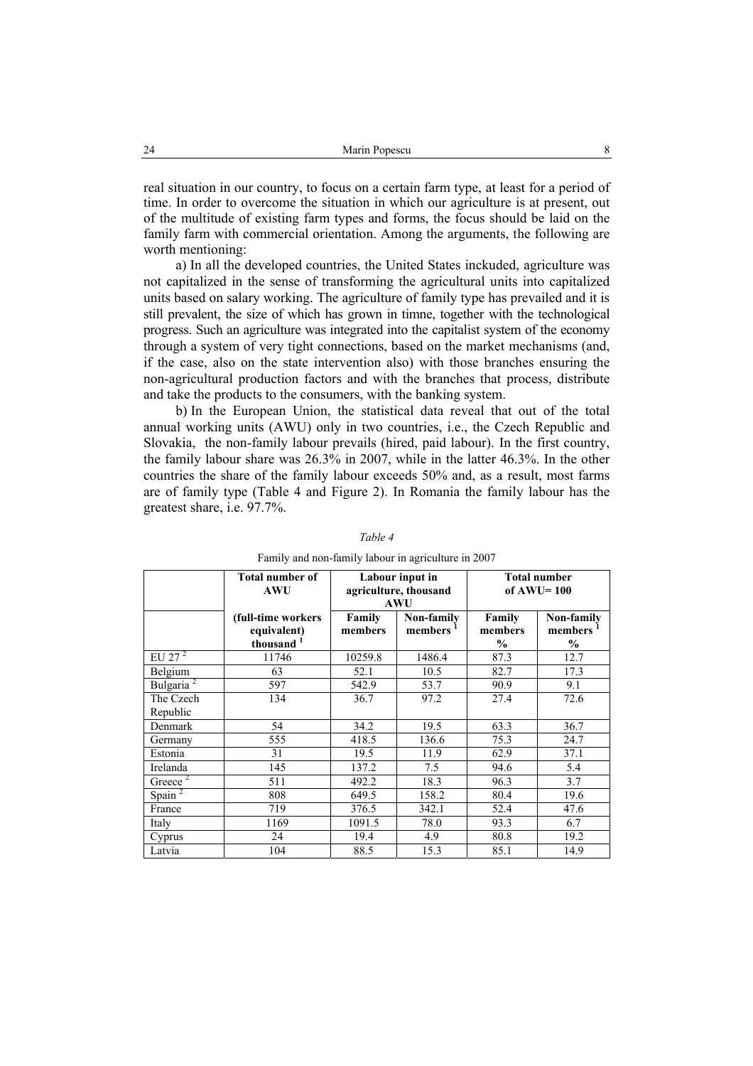real situation in our country, to focus on a certain farm type, at least for a period of time. In order to overcome the situation in which our agriculture is at present, out of the multitude of existing farm types and forms, the focus should be laid on the family farm with commercial orientation. Among the arguments, the following are worth mentioning:

a) In all the developed countries, the United States inckuded, agriculture was not capitalized in the sense of transforming the agricultural units into capitalized units based on salary working. The agriculture of family type has prevailed and it is still prevalent, the size of which has grown in timne, together with the technological progress. Such an agriculture was integrated into the capitalist system of the economy through a system of very tight connections, based on the market mechanisms (and, if the case, also on the state intervention also) with those branches ensuring the non-agricultural production factors and with the branches that process, distribute and take the products to the consumers, with the banking system.

b) In the European Union, the statistical data reveal that out of the total annual working units (AWU) only in two countries, i.e., the Czech Republic and Slovakia, the non-family labour prevails (hired, paid labour). In the first country, the family labour share was 26.3% in 2007, while in the latter 46.3%. In the other countries the share of the family labour exceeds 50% and, as a result, most farms are of family type (Table 4 and Figure 2). In Romania the family labour has the greatest share, i.e. 97.7%.

*Table 4*

Family and non-family labour in agriculture in 2007

| | **Total number of AWU** | **Labour input in agriculture, thousand AWU** | | **Total number of AWU= 100** | |
|---|---|---|---|---|---|
| | **(full-time workers equivalent) thousand [1]** | **Family members** | **Non-family members [1]** | **Family members %** | **Non-family members [1] %** |
| EU 27 [2] | 11746 | 10259.8 | 1486.4 | 87.3 | 12.7 |
| Belgium | 63 | 52.1 | 10.5 | 82.7 | 17.3 |
| Bulgaria [2] | 597 | 542.9 | 53.7 | 90.9 | 9.1 |
| The Czech Republic | 134 | 36.7 | 97.2 | 27.4 | 72.6 |
| Denmark | 54 | 34.2 | 19.5 | 63.3 | 36.7 |
| Germany | 555 | 418.5 | 136.6 | 75.3 | 24.7 |
| Estonia | 31 | 19.5 | 11.9 | 62.9 | 37.1 |
| Irelanda | 145 | 137.2 | 7.5 | 94.6 | 5.4 |
| Greece [2] | 511 | 492.2 | 18.3 | 96.3 | 3.7 |
| Spain [2] | 808 | 649.5 | 158.2 | 80.4 | 19.6 |
| France | 719 | 376.5 | 342.1 | 52.4 | 47.6 |
| Italy | 1169 | 1091.5 | 78.0 | 93.3 | 6.7 |
| Cyprus | 24 | 19.4 | 4.9 | 80.8 | 19.2 |
| Latvia | 104 | 88.5 | 15.3 | 85.1 | 14.9 |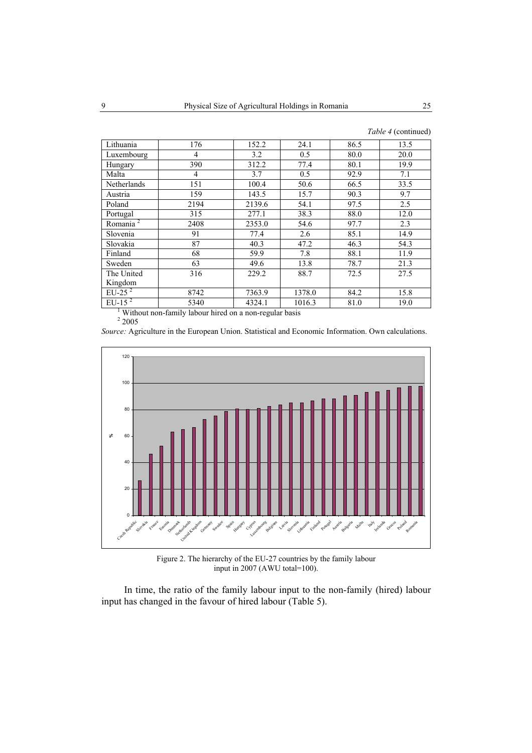*Table 4* (continued)

| | | | | | |
|---|---|---|---|---|---|
| Lithuania | 176 | 152.2 | 24.1 | 86.5 | 13.5 |
| Luxembourg | 4 | 3.2 | 0.5 | 80.0 | 20.0 |
| Hungary | 390 | 312.2 | 77.4 | 80.1 | 19.9 |
| Malta | 4 | 3.7 | 0.5 | 92.9 | 7.1 |
| Netherlands | 151 | 100.4 | 50.6 | 66.5 | 33.5 |
| Austria | 159 | 143.5 | 15.7 | 90.3 | 9.7 |
| Poland | 2194 | 2139.6 | 54.1 | 97.5 | 2.5 |
| Portugal | 315 | 277.1 | 38.3 | 88.0 | 12.0 |
| Romania [2] | 2408 | 2353.0 | 54.6 | 97.7 | 2.3 |
| Slovenia | 91 | 77.4 | 2.6 | 85.1 | 14.9 |
| Slovakia | 87 | 40.3 | 47.2 | 46.3 | 54.3 |
| Finland | 68 | 59.9 | 7.8 | 88.1 | 11.9 |
| Sweden | 63 | 49.6 | 13.8 | 78.7 | 21.3 |
| The United Kingdom | 316 | 229.2 | 88.7 | 72.5 | 27.5 |
| EU-25 [2] | 8742 | 7363.9 | 1378.0 | 84.2 | 15.8 |
| EU-15 [2] | 5340 | 4324.1 | 1016.3 | 81.0 | 19.0 |

[1] Without non-family labour hired on a non-regular basis
[2] 2005

*Source:* Agriculture in the European Union. Statistical and Economic Information. Own calculations.

Figure 2. The hierarchy of the EU-27 countries by the family labour input in 2007 (AWU total=100).

In time, the ratio of the family labour input to the non-family (hired) labour input has changed in the favour of hired labour (Table 5).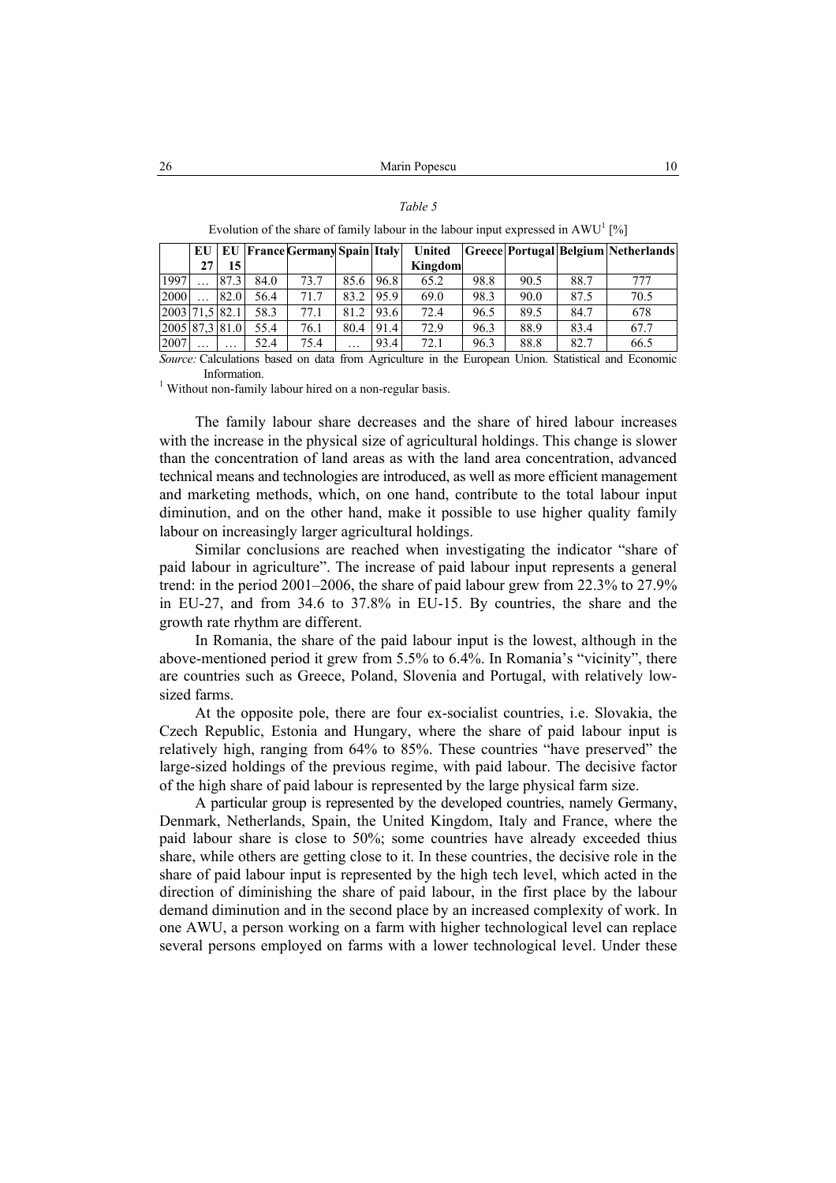*Table 5*

Evolution of the share of family labour in the labour input expressed in AWU[1] [%]

| | EU 27 | EU 15 | France | Germany | Spain | Italy | United Kingdom | Greece | Portugal | Belgium | Netherlands |
|---|---|---|---|---|---|---|---|---|---|---|---|
| 1997 | … | 87.3 | 84.0 | 73.7 | 85.6 | 96.8 | 65.2 | 98.8 | 90.5 | 88.7 | 777 |
| 2000 | … | 82.0 | 56.4 | 71.7 | 83.2 | 95.9 | 69.0 | 98.3 | 90.0 | 87.5 | 70.5 |
| 2003 | 71,5 | 82.1 | 58.3 | 77.1 | 81.2 | 93.6 | 72.4 | 96.5 | 89.5 | 84.7 | 678 |
| 2005 | 87,3 | 81.0 | 55.4 | 76.1 | 80.4 | 91.4 | 72.9 | 96.3 | 88.9 | 83.4 | 67.7 |
| 2007 | … | … | 52.4 | 75.4 | … | 93.4 | 72.1 | 96.3 | 88.8 | 82.7 | 66.5 |

*Source:* Calculations based on data from Agriculture in the European Union. Statistical and Economic Information.

[1] Without non-family labour hired on a non-regular basis.

The family labour share decreases and the share of hired labour increases with the increase in the physical size of agricultural holdings. This change is slower than the concentration of land areas as with the land area concentration, advanced technical means and technologies are introduced, as well as more efficient management and marketing methods, which, on one hand, contribute to the total labour input diminution, and on the other hand, make it possible to use higher quality family labour on increasingly larger agricultural holdings.

Similar conclusions are reached when investigating the indicator "share of paid labour in agriculture". The increase of paid labour input represents a general trend: in the period 2001–2006, the share of paid labour grew from 22.3% to 27.9% in EU-27, and from 34.6 to 37.8% in EU-15. By countries, the share and the growth rate rhythm are different.

In Romania, the share of the paid labour input is the lowest, although in the above-mentioned period it grew from 5.5% to 6.4%. In Romania's "vicinity", there are countries such as Greece, Poland, Slovenia and Portugal, with relatively low-sized farms.

At the opposite pole, there are four ex-socialist countries, i.e. Slovakia, the Czech Republic, Estonia and Hungary, where the share of paid labour input is relatively high, ranging from 64% to 85%. These countries "have preserved" the large-sized holdings of the previous regime, with paid labour. The decisive factor of the high share of paid labour is represented by the large physical farm size.

A particular group is represented by the developed countries, namely Germany, Denmark, Netherlands, Spain, the United Kingdom, Italy and France, where the paid labour share is close to 50%; some countries have already exceeded thius share, while others are getting close to it. In these countries, the decisive role in the share of paid labour input is represented by the high tech level, which acted in the direction of diminishing the share of paid labour, in the first place by the labour demand diminution and in the second place by an increased complexity of work. In one AWU, a person working on a farm with higher technological level can replace several persons employed on farms with a lower technological level. Under these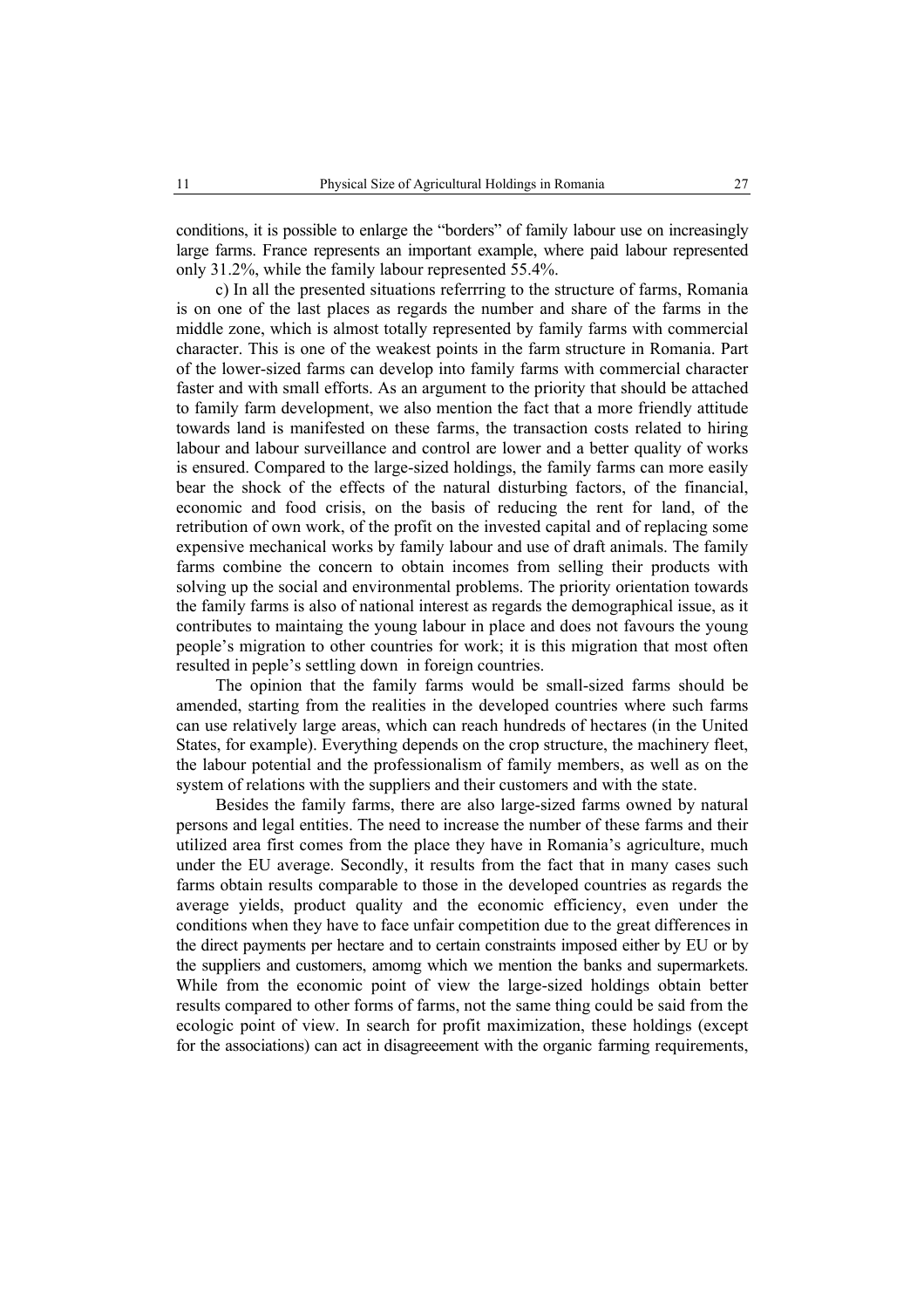conditions, it is possible to enlarge the "borders" of family labour use on increasingly large farms. France represents an important example, where paid labour represented only 31.2%, while the family labour represented 55.4%.

c) In all the presented situations referrring to the structure of farms, Romania is on one of the last places as regards the number and share of the farms in the middle zone, which is almost totally represented by family farms with commercial character. This is one of the weakest points in the farm structure in Romania. Part of the lower-sized farms can develop into family farms with commercial character faster and with small efforts. As an argument to the priority that should be attached to family farm development, we also mention the fact that a more friendly attitude towards land is manifested on these farms, the transaction costs related to hiring labour and labour surveillance and control are lower and a better quality of works is ensured. Compared to the large-sized holdings, the family farms can more easily bear the shock of the effects of the natural disturbing factors, of the financial, economic and food crisis, on the basis of reducing the rent for land, of the retribution of own work, of the profit on the invested capital and of replacing some expensive mechanical works by family labour and use of draft animals. The family farms combine the concern to obtain incomes from selling their products with solving up the social and environmental problems. The priority orientation towards the family farms is also of national interest as regards the demographical issue, as it contributes to maintaing the young labour in place and does not favours the young people's migration to other countries for work; it is this migration that most often resulted in peple's settling down in foreign countries.

The opinion that the family farms would be small-sized farms should be amended, starting from the realities in the developed countries where such farms can use relatively large areas, which can reach hundreds of hectares (in the United States, for example). Everything depends on the crop structure, the machinery fleet, the labour potential and the professionalism of family members, as well as on the system of relations with the suppliers and their customers and with the state.

Besides the family farms, there are also large-sized farms owned by natural persons and legal entities. The need to increase the number of these farms and their utilized area first comes from the place they have in Romania's agriculture, much under the EU average. Secondly, it results from the fact that in many cases such farms obtain results comparable to those in the developed countries as regards the average yields, product quality and the economic efficiency, even under the conditions when they have to face unfair competition due to the great differences in the direct payments per hectare and to certain constraints imposed either by EU or by the suppliers and customers, amomg which we mention the banks and supermarkets. While from the economic point of view the large-sized holdings obtain better results compared to other forms of farms, not the same thing could be said from the ecologic point of view. In search for profit maximization, these holdings (except for the associations) can act in disagreeement with the organic farming requirements,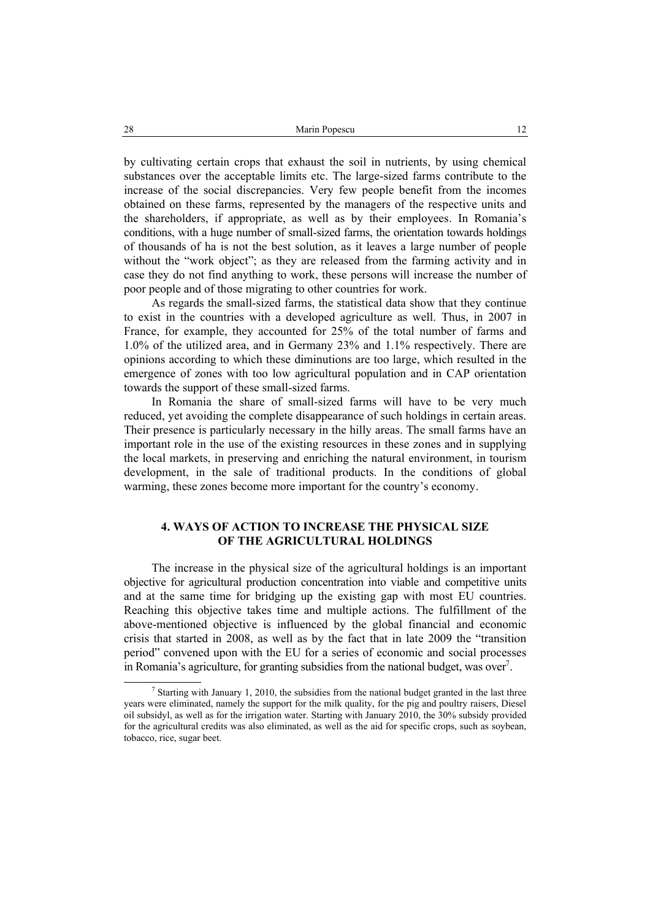by cultivating certain crops that exhaust the soil in nutrients, by using chemical substances over the acceptable limits etc. The large-sized farms contribute to the increase of the social discrepancies. Very few people benefit from the incomes obtained on these farms, represented by the managers of the respective units and the shareholders, if appropriate, as well as by their employees. In Romania's conditions, with a huge number of small-sized farms, the orientation towards holdings of thousands of ha is not the best solution, as it leaves a large number of people without the "work object"; as they are released from the farming activity and in case they do not find anything to work, these persons will increase the number of poor people and of those migrating to other countries for work.

As regards the small-sized farms, the statistical data show that they continue to exist in the countries with a developed agriculture as well. Thus, in 2007 in France, for example, they accounted for 25% of the total number of farms and 1.0% of the utilized area, and in Germany 23% and 1.1% respectively. There are opinions according to which these diminutions are too large, which resulted in the emergence of zones with too low agricultural population and in CAP orientation towards the support of these small-sized farms.

In Romania the share of small-sized farms will have to be very much reduced, yet avoiding the complete disappearance of such holdings in certain areas. Their presence is particularly necessary in the hilly areas. The small farms have an important role in the use of the existing resources in these zones and in supplying the local markets, in preserving and enriching the natural environment, in tourism development, in the sale of traditional products. In the conditions of global warming, these zones become more important for the country's economy.

## 4. WAYS OF ACTION TO INCREASE THE PHYSICAL SIZE OF THE AGRICULTURAL HOLDINGS

The increase in the physical size of the agricultural holdings is an important objective for agricultural production concentration into viable and competitive units and at the same time for bridging up the existing gap with most EU countries. Reaching this objective takes time and multiple actions. The fulfillment of the above-mentioned objective is influenced by the global financial and economic crisis that started in 2008, as well as by the fact that in late 2009 the "transition period" convened upon with the EU for a series of economic and social processes in Romania's agriculture, for granting subsidies from the national budget, was over[7].

[7] Starting with January 1, 2010, the subsidies from the national budget granted in the last three years were eliminated, namely the support for the milk quality, for the pig and poultry raisers, Diesel oil subsidyl, as well as for the irrigation water. Starting with January 2010, the 30% subsidy provided for the agricultural credits was also eliminated, as well as the aid for specific crops, such as soybean, tobacco, rice, sugar beet.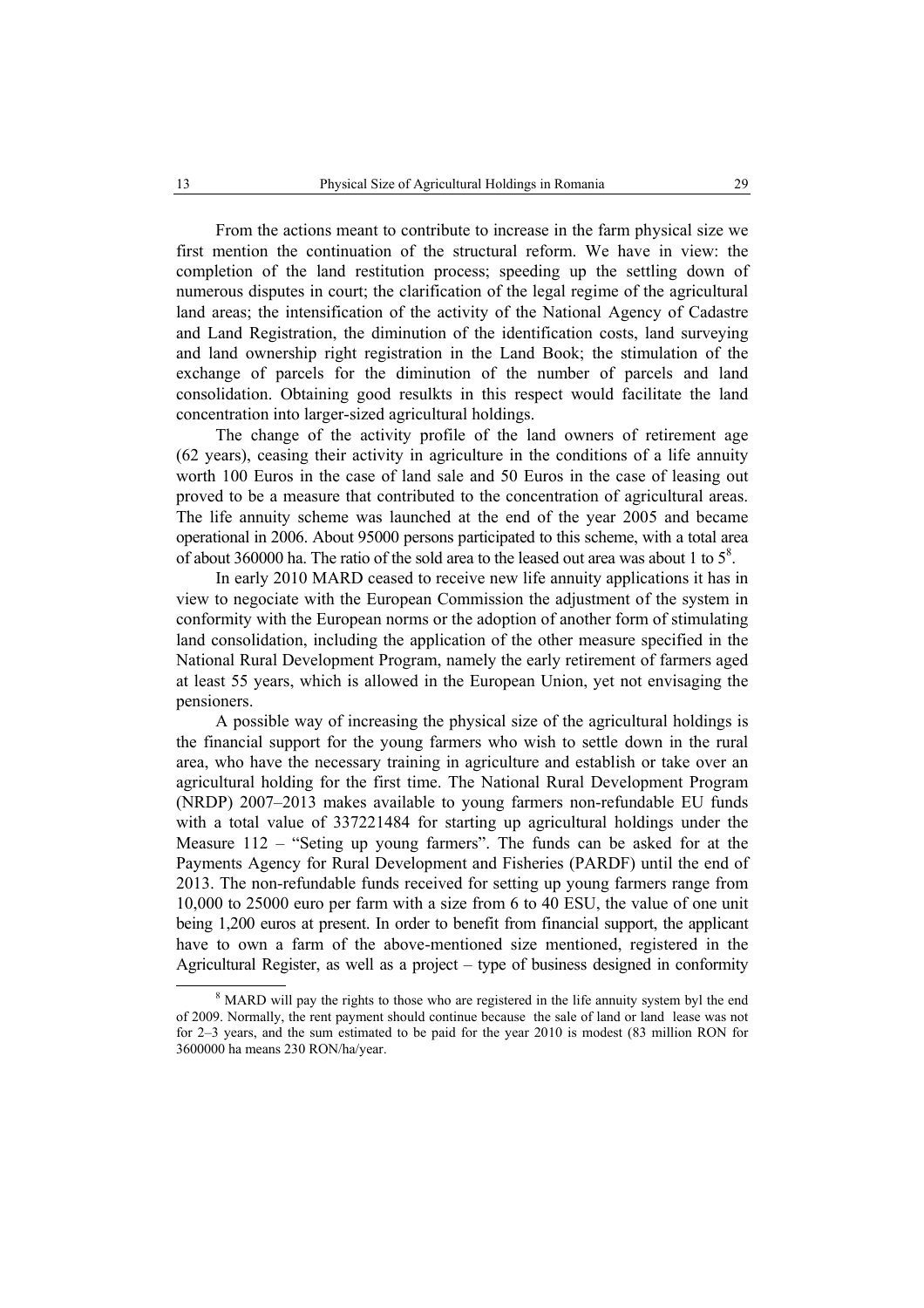From the actions meant to contribute to increase in the farm physical size we first mention the continuation of the structural reform. We have in view: the completion of the land restitution process; speeding up the settling down of numerous disputes in court; the clarification of the legal regime of the agricultural land areas; the intensification of the activity of the National Agency of Cadastre and Land Registration, the diminution of the identification costs, land surveying and land ownership right registration in the Land Book; the stimulation of the exchange of parcels for the diminution of the number of parcels and land consolidation. Obtaining good resulkts in this respect would facilitate the land concentration into larger-sized agricultural holdings.

The change of the activity profile of the land owners of retirement age (62 years), ceasing their activity in agriculture in the conditions of a life annuity worth 100 Euros in the case of land sale and 50 Euros in the case of leasing out proved to be a measure that contributed to the concentration of agricultural areas. The life annuity scheme was launched at the end of the year 2005 and became operational in 2006. About 95000 persons participated to this scheme, with a total area of about 360000 ha. The ratio of the sold area to the leased out area was about 1 to 5[8].

In early 2010 MARD ceased to receive new life annuity applications it has in view to negociate with the European Commission the adjustment of the system in conformity with the European norms or the adoption of another form of stimulating land consolidation, including the application of the other measure specified in the National Rural Development Program, namely the early retirement of farmers aged at least 55 years, which is allowed in the European Union, yet not envisaging the pensioners.

A possible way of increasing the physical size of the agricultural holdings is the financial support for the young farmers who wish to settle down in the rural area, who have the necessary training in agriculture and establish or take over an agricultural holding for the first time. The National Rural Development Program (NRDP) 2007–2013 makes available to young farmers non-refundable EU funds with a total value of 337221484 for starting up agricultural holdings under the Measure 112 – "Seting up young farmers". The funds can be asked for at the Payments Agency for Rural Development and Fisheries (PARDF) until the end of 2013. The non-refundable funds received for setting up young farmers range from 10,000 to 25000 euro per farm with a size from 6 to 40 ESU, the value of one unit being 1,200 euros at present. In order to benefit from financial support, the applicant have to own a farm of the above-mentioned size mentioned, registered in the Agricultural Register, as well as a project – type of business designed in conformity

---

[8] MARD will pay the rights to those who are registered in the life annuity system byl the end of 2009. Normally, the rent payment should continue because the sale of land or land lease was not for 2–3 years, and the sum estimated to be paid for the year 2010 is modest (83 million RON for 3600000 ha means 230 RON/ha/year.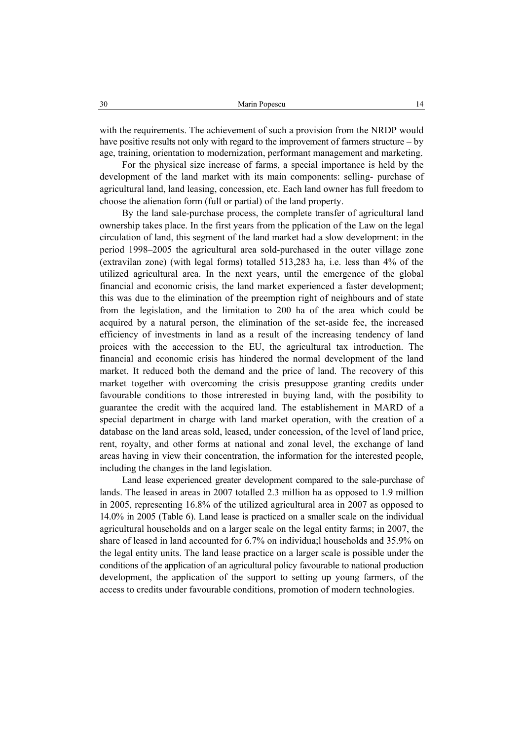with the requirements. The achievement of such a provision from the NRDP would have positive results not only with regard to the improvement of farmers structure – by age, training, orientation to modernization, performant management and marketing.

For the physical size increase of farms, a special importance is held by the development of the land market with its main components: selling- purchase of agricultural land, land leasing, concession, etc. Each land owner has full freedom to choose the alienation form (full or partial) of the land property.

By the land sale-purchase process, the complete transfer of agricultural land ownership takes place. In the first years from the pplication of the Law on the legal circulation of land, this segment of the land market had a slow development: in the period 1998–2005 the agricultural area sold-purchased in the outer village zone (extravilan zone) (with legal forms) totalled 513,283 ha, i.e. less than 4% of the utilized agricultural area. In the next years, until the emergence of the global financial and economic crisis, the land market experienced a faster development; this was due to the elimination of the preemption right of neighbours and of state from the legislation, and the limitation to 200 ha of the area which could be acquired by a natural person, the elimination of the set-aside fee, the increased efficiency of investments in land as a result of the increasing tendency of land proices with the acccession to the EU, the agricultural tax introduction. The financial and economic crisis has hindered the normal development of the land market. It reduced both the demand and the price of land. The recovery of this market together with overcoming the crisis presuppose granting credits under favourable conditions to those intrerested in buying land, with the posibility to guarantee the credit with the acquired land. The establishement in MARD of a special department in charge with land market operation, with the creation of a database on the land areas sold, leased, under concession, of the level of land price, rent, royalty, and other forms at national and zonal level, the exchange of land areas having in view their concentration, the information for the interested people, including the changes in the land legislation.

Land lease experienced greater development compared to the sale-purchase of lands. The leased in areas in 2007 totalled 2.3 million ha as opposed to 1.9 million in 2005, representing 16.8% of the utilized agricultural area in 2007 as opposed to 14.0% in 2005 (Table 6). Land lease is practiced on a smaller scale on the individual agricultural households and on a larger scale on the legal entity farms; in 2007, the share of leased in land accounted for 6.7% on individua;l households and 35.9% on the legal entity units. The land lease practice on a larger scale is possible under the conditions of the application of an agricultural policy favourable to national production development, the application of the support to setting up young farmers, of the access to credits under favourable conditions, promotion of modern technologies.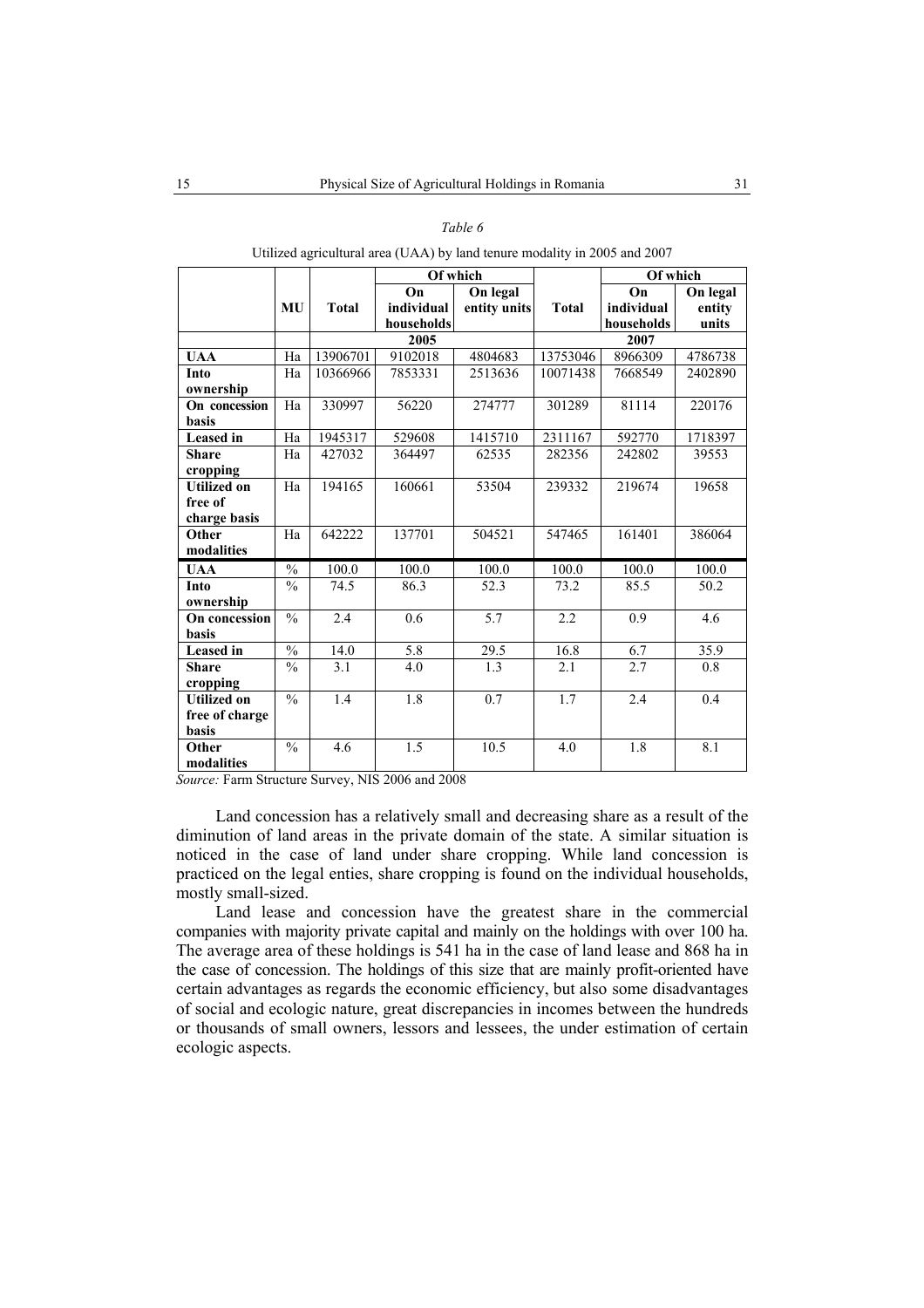*Table 6*

Utilized agricultural area (UAA) by land tenure modality in 2005 and 2007

| | MU | Total | Of which | | Total | Of which | |
|---|---|---|---|---|---|---|---|
| | | | On individual households | On legal entity units | | On individual households | On legal entity units |
| | | 2005 | | | 2007 | | |
| **UAA** | Ha | 13906701 | 9102018 | 4804683 | 13753046 | 8966309 | 4786738 |
| **Into ownership** | Ha | 10366966 | 7853331 | 2513636 | 10071438 | 7668549 | 2402890 |
| **On concession basis** | Ha | 330997 | 56220 | 274777 | 301289 | 81114 | 220176 |
| **Leased in** | Ha | 1945317 | 529608 | 1415710 | 2311167 | 592770 | 1718397 |
| **Share cropping** | Ha | 427032 | 364497 | 62535 | 282356 | 242802 | 39553 |
| **Utilized on free of charge basis** | Ha | 194165 | 160661 | 53504 | 239332 | 219674 | 19658 |
| **Other modalities** | Ha | 642222 | 137701 | 504521 | 547465 | 161401 | 386064 |
| **UAA** | % | 100.0 | 100.0 | 100.0 | 100.0 | 100.0 | 100.0 |
| **Into ownership** | % | 74.5 | 86.3 | 52.3 | 73.2 | 85.5 | 50.2 |
| **On concession basis** | % | 2.4 | 0.6 | 5.7 | 2.2 | 0.9 | 4.6 |
| **Leased in** | % | 14.0 | 5.8 | 29.5 | 16.8 | 6.7 | 35.9 |
| **Share cropping** | % | 3.1 | 4.0 | 1.3 | 2.1 | 2.7 | 0.8 |
| **Utilized on free of charge basis** | % | 1.4 | 1.8 | 0.7 | 1.7 | 2.4 | 0.4 |
| **Other modalities** | % | 4.6 | 1.5 | 10.5 | 4.0 | 1.8 | 8.1 |

*Source:* Farm Structure Survey, NIS 2006 and 2008

Land concession has a relatively small and decreasing share as a result of the diminution of land areas in the private domain of the state. A similar situation is noticed in the case of land under share cropping. While land concession is practiced on the legal enties, share cropping is found on the individual households, mostly small-sized.

Land lease and concession have the greatest share in the commercial companies with majority private capital and mainly on the holdings with over 100 ha. The average area of these holdings is 541 ha in the case of land lease and 868 ha in the case of concession. The holdings of this size that are mainly profit-oriented have certain advantages as regards the economic efficiency, but also some disadvantages of social and ecologic nature, great discrepancies in incomes between the hundreds or thousands of small owners, lessors and lessees, the under estimation of certain ecologic aspects.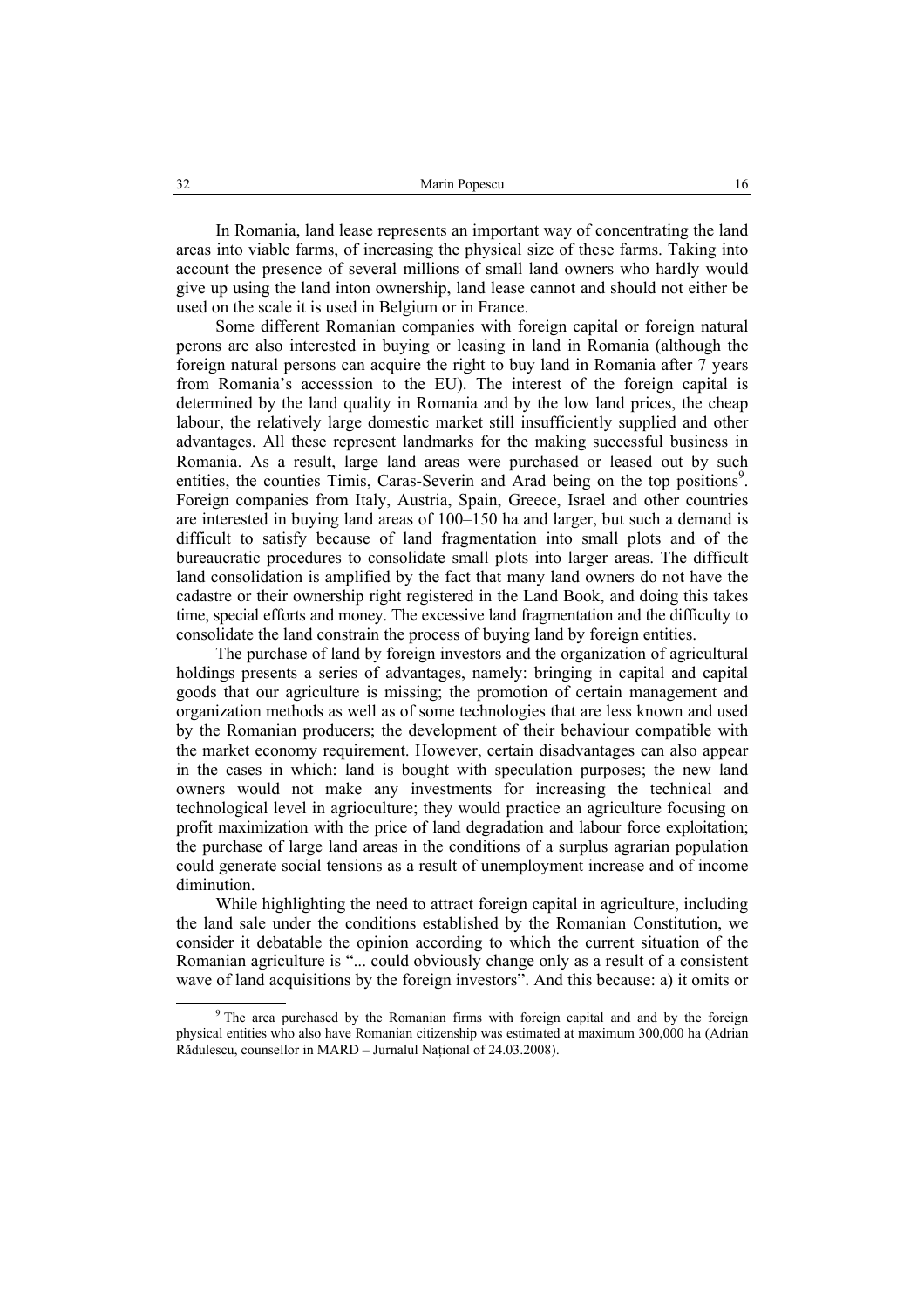In Romania, land lease represents an important way of concentrating the land areas into viable farms, of increasing the physical size of these farms. Taking into account the presence of several millions of small land owners who hardly would give up using the land inton ownership, land lease cannot and should not either be used on the scale it is used in Belgium or in France.

Some different Romanian companies with foreign capital or foreign natural perons are also interested in buying or leasing in land in Romania (although the foreign natural persons can acquire the right to buy land in Romania after 7 years from Romania's accesssion to the EU). The interest of the foreign capital is determined by the land quality in Romania and by the low land prices, the cheap labour, the relatively large domestic market still insufficiently supplied and other advantages. All these represent landmarks for the making successful business in Romania. As a result, large land areas were purchased or leased out by such entities, the counties Timis, Caras-Severin and Arad being on the top positions[9]. Foreign companies from Italy, Austria, Spain, Greece, Israel and other countries are interested in buying land areas of 100–150 ha and larger, but such a demand is difficult to satisfy because of land fragmentation into small plots and of the bureaucratic procedures to consolidate small plots into larger areas. The difficult land consolidation is amplified by the fact that many land owners do not have the cadastre or their ownership right registered in the Land Book, and doing this takes time, special efforts and money. The excessive land fragmentation and the difficulty to consolidate the land constrain the process of buying land by foreign entities.

The purchase of land by foreign investors and the organization of agricultural holdings presents a series of advantages, namely: bringing in capital and capital goods that our agriculture is missing; the promotion of certain management and organization methods as well as of some technologies that are less known and used by the Romanian producers; the development of their behaviour compatible with the market economy requirement. However, certain disadvantages can also appear in the cases in which: land is bought with speculation purposes; the new land owners would not make any investments for increasing the technical and technological level in agrioculture; they would practice an agriculture focusing on profit maximization with the price of land degradation and labour force exploitation; the purchase of large land areas in the conditions of a surplus agrarian population could generate social tensions as a result of unemployment increase and of income diminution.

While highlighting the need to attract foreign capital in agriculture, including the land sale under the conditions established by the Romanian Constitution, we consider it debatable the opinion according to which the current situation of the Romanian agriculture is "... could obviously change only as a result of a consistent wave of land acquisitions by the foreign investors". And this because: a) it omits or

---

[9] The area purchased by the Romanian firms with foreign capital and and by the foreign physical entities who also have Romanian citizenship was estimated at maximum 300,000 ha (Adrian Rădulescu, counsellor in MARD – Jurnalul Național of 24.03.2008).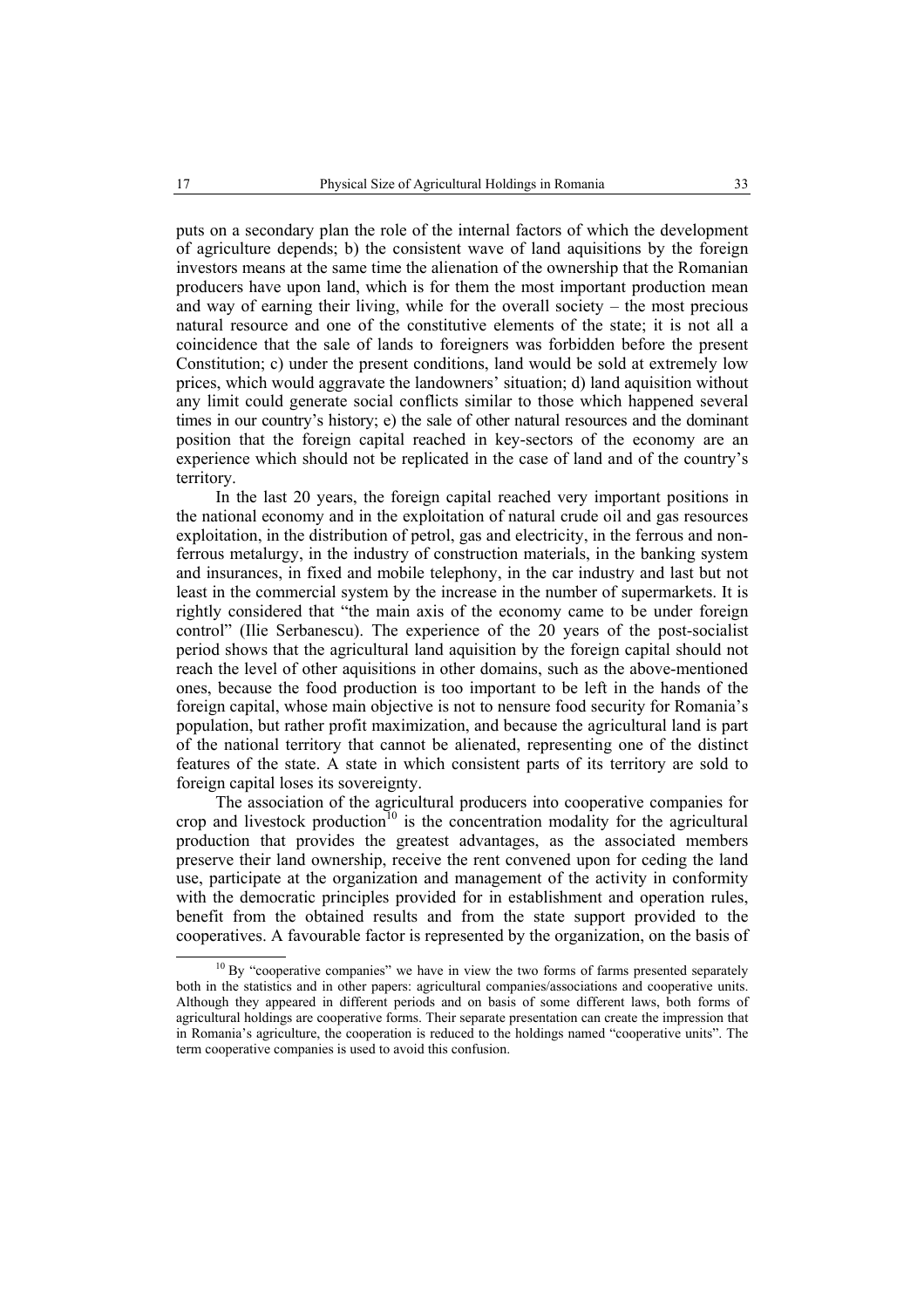puts on a secondary plan the role of the internal factors of which the development of agriculture depends; b) the consistent wave of land aquisitions by the foreign investors means at the same time the alienation of the ownership that the Romanian producers have upon land, which is for them the most important production mean and way of earning their living, while for the overall society – the most precious natural resource and one of the constitutive elements of the state; it is not all a coincidence that the sale of lands to foreigners was forbidden before the present Constitution; c) under the present conditions, land would be sold at extremely low prices, which would aggravate the landowners' situation; d) land aquisition without any limit could generate social conflicts similar to those which happened several times in our country's history; e) the sale of other natural resources and the dominant position that the foreign capital reached in key-sectors of the economy are an experience which should not be replicated in the case of land and of the country's territory.

In the last 20 years, the foreign capital reached very important positions in the national economy and in the exploitation of natural crude oil and gas resources exploitation, in the distribution of petrol, gas and electricity, in the ferrous and non-ferrous metalurgy, in the industry of construction materials, in the banking system and insurances, in fixed and mobile telephony, in the car industry and last but not least in the commercial system by the increase in the number of supermarkets. It is rightly considered that "the main axis of the economy came to be under foreign control" (Ilie Serbanescu). The experience of the 20 years of the post-socialist period shows that the agricultural land aquisition by the foreign capital should not reach the level of other aquisitions in other domains, such as the above-mentioned ones, because the food production is too important to be left in the hands of the foreign capital, whose main objective is not to nensure food security for Romania's population, but rather profit maximization, and because the agricultural land is part of the national territory that cannot be alienated, representing one of the distinct features of the state. A state in which consistent parts of its territory are sold to foreign capital loses its sovereignty.

The association of the agricultural producers into cooperative companies for crop and livestock production[10] is the concentration modality for the agricultural production that provides the greatest advantages, as the associated members preserve their land ownership, receive the rent convened upon for ceding the land use, participate at the organization and management of the activity in conformity with the democratic principles provided for in establishment and operation rules, benefit from the obtained results and from the state support provided to the cooperatives. A favourable factor is represented by the organization, on the basis of

[10] By "cooperative companies" we have in view the two forms of farms presented separately both in the statistics and in other papers: agricultural companies/associations and cooperative units. Although they appeared in different periods and on basis of some different laws, both forms of agricultural holdings are cooperative forms. Their separate presentation can create the impression that in Romania's agriculture, the cooperation is reduced to the holdings named "cooperative units". The term cooperative companies is used to avoid this confusion.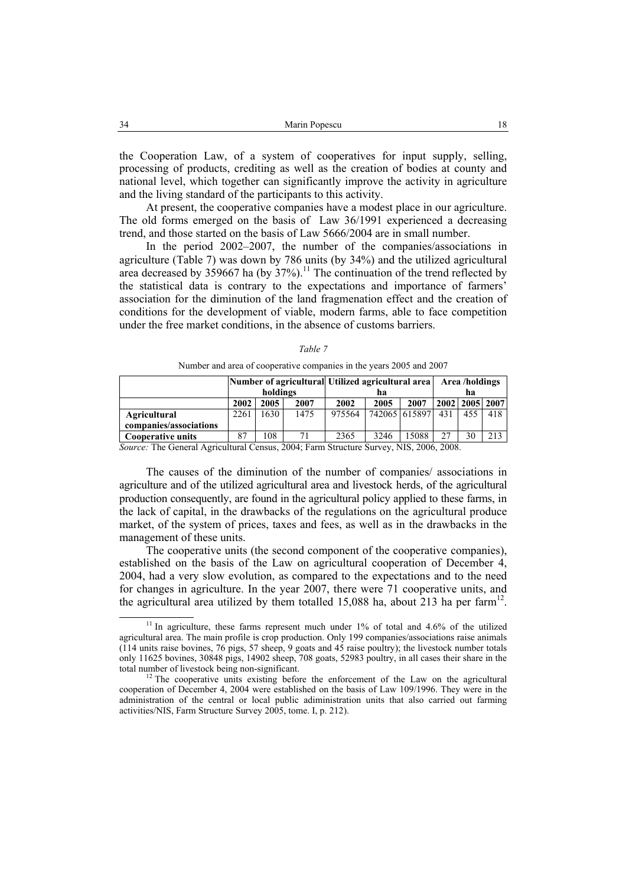the Cooperation Law, of a system of cooperatives for input supply, selling, processing of products, crediting as well as the creation of bodies at county and national level, which together can significantly improve the activity in agriculture and the living standard of the participants to this activity.

At present, the cooperative companies have a modest place in our agriculture. The old forms emerged on the basis of Law 36/1991 experienced a decreasing trend, and those started on the basis of Law 5666/2004 are in small number.

In the period 2002–2007, the number of the companies/associations in agriculture (Table 7) was down by 786 units (by 34%) and the utilized agricultural area decreased by 359667 ha (by 37%).[11] The continuation of the trend reflected by the statistical data is contrary to the expectations and importance of farmers' association for the diminution of the land fragmenation effect and the creation of conditions for the development of viable, modern farms, able to face competition under the free market conditions, in the absence of customs barriers.

*Table 7*

Number and area of cooperative companies in the years 2005 and 2007

| | Number of agricultural holdings | | | Utilized agricultural area ha | | | Area /holdings ha | | |
|---|---|---|---|---|---|---|---|---|---|
| | **2002** | **2005** | **2007** | **2002** | **2005** | **2007** | **2002** | **2005** | **2007** |
| **Agricultural companies/associations** | 2261 | 1630 | 1475 | 975564 | 742065 | 615897 | 431 | 455 | 418 |
| **Cooperative units** | 87 | 108 | 71 | 2365 | 3246 | 15088 | 27 | 30 | 213 |

*Source:* The General Agricultural Census, 2004; Farm Structure Survey, NIS, 2006, 2008.

The causes of the diminution of the number of companies/ associations in agriculture and of the utilized agricultural area and livestock herds, of the agricultural production consequently, are found in the agricultural policy applied to these farms, in the lack of capital, in the drawbacks of the regulations on the agricultural produce market, of the system of prices, taxes and fees, as well as in the drawbacks in the management of these units.

The cooperative units (the second component of the cooperative companies), established on the basis of the Law on agricultural cooperation of December 4, 2004, had a very slow evolution, as compared to the expectations and to the need for changes in agriculture. In the year 2007, there were 71 cooperative units, and the agricultural area utilized by them totalled 15,088 ha, about 213 ha per farm[12].

---

[11] In agriculture, these farms represent much under 1% of total and 4.6% of the utilized agricultural area. The main profile is crop production. Only 199 companies/associations raise animals (114 units raise bovines, 76 pigs, 57 sheep, 9 goats and 45 raise poultry); the livestock number totals only 11625 bovines, 30848 pigs, 14902 sheep, 708 goats, 52983 poultry, in all cases their share in the total number of livestock being non-significant.

[12] The cooperative units existing before the enforcement of the Law on the agricultural cooperation of December 4, 2004 were established on the basis of Law 109/1996. They were in the administration of the central or local public adiministration units that also carried out farming activities/NIS, Farm Structure Survey 2005, tome. I, p. 212).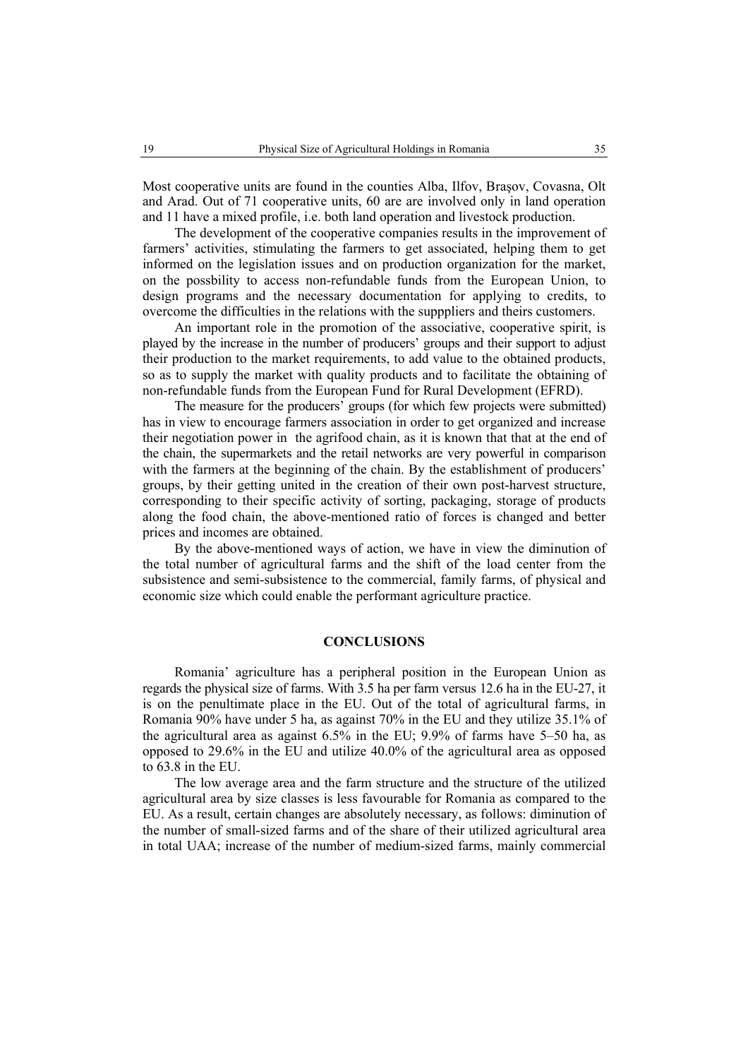Most cooperative units are found in the counties Alba, Ilfov, Braşov, Covasna, Olt and Arad. Out of 71 cooperative units, 60 are are involved only in land operation and 11 have a mixed profile, i.e. both land operation and livestock production.

The development of the cooperative companies results in the improvement of farmers' activities, stimulating the farmers to get associated, helping them to get informed on the legislation issues and on production organization for the market, on the possbility to access non-refundable funds from the European Union, to design programs and the necessary documentation for applying to credits, to overcome the difficulties in the relations with the supppliers and theirs customers.

An important role in the promotion of the associative, cooperative spirit, is played by the increase in the number of producers' groups and their support to adjust their production to the market requirements, to add value to the obtained products, so as to supply the market with quality products and to facilitate the obtaining of non-refundable funds from the European Fund for Rural Development (EFRD).

The measure for the producers' groups (for which few projects were submitted) has in view to encourage farmers association in order to get organized and increase their negotiation power in the agrifood chain, as it is known that that at the end of the chain, the supermarkets and the retail networks are very powerful in comparison with the farmers at the beginning of the chain. By the establishment of producers' groups, by their getting united in the creation of their own post-harvest structure, corresponding to their specific activity of sorting, packaging, storage of products along the food chain, the above-mentioned ratio of forces is changed and better prices and incomes are obtained.

By the above-mentioned ways of action, we have in view the diminution of the total number of agricultural farms and the shift of the load center from the subsistence and semi-subsistence to the commercial, family farms, of physical and economic size which could enable the performant agriculture practice.

## CONCLUSIONS

Romania' agriculture has a peripheral position in the European Union as regards the physical size of farms. With 3.5 ha per farm versus 12.6 ha in the EU-27, it is on the penultimate place in the EU. Out of the total of agricultural farms, in Romania 90% have under 5 ha, as against 70% in the EU and they utilize 35.1% of the agricultural area as against 6.5% in the EU; 9.9% of farms have 5–50 ha, as opposed to 29.6% in the EU and utilize 40.0% of the agricultural area as opposed to 63.8 in the EU.

The low average area and the farm structure and the structure of the utilized agricultural area by size classes is less favourable for Romania as compared to the EU. As a result, certain changes are absolutely necessary, as follows: diminution of the number of small-sized farms and of the share of their utilized agricultural area in total UAA; increase of the number of medium-sized farms, mainly commercial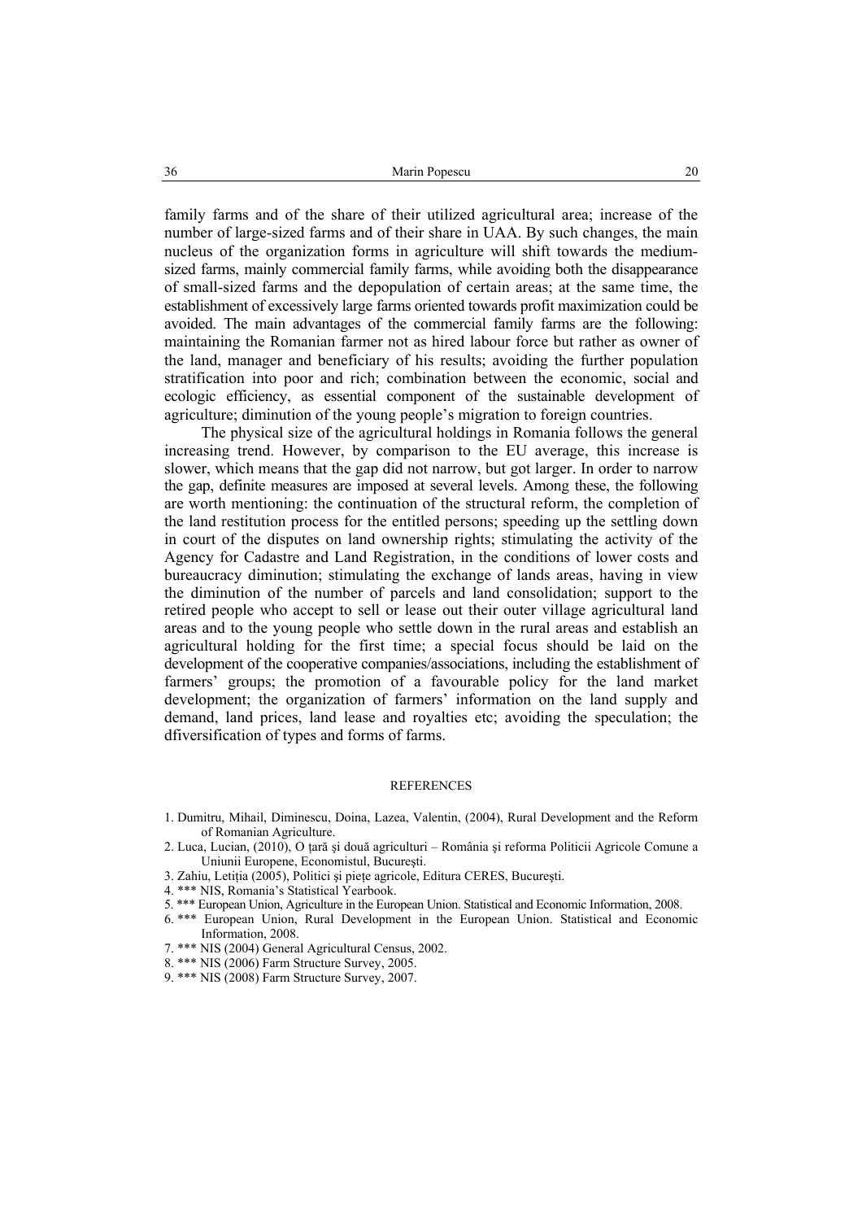family farms and of the share of their utilized agricultural area; increase of the number of large-sized farms and of their share in UAA. By such changes, the main nucleus of the organization forms in agriculture will shift towards the medium-sized farms, mainly commercial family farms, while avoiding both the disappearance of small-sized farms and the depopulation of certain areas; at the same time, the establishment of excessively large farms oriented towards profit maximization could be avoided. The main advantages of the commercial family farms are the following: maintaining the Romanian farmer not as hired labour force but rather as owner of the land, manager and beneficiary of his results; avoiding the further population stratification into poor and rich; combination between the economic, social and ecologic efficiency, as essential component of the sustainable development of agriculture; diminution of the young people's migration to foreign countries.

The physical size of the agricultural holdings in Romania follows the general increasing trend. However, by comparison to the EU average, this increase is slower, which means that the gap did not narrow, but got larger. In order to narrow the gap, definite measures are imposed at several levels. Among these, the following are worth mentioning: the continuation of the structural reform, the completion of the land restitution process for the entitled persons; speeding up the settling down in court of the disputes on land ownership rights; stimulating the activity of the Agency for Cadastre and Land Registration, in the conditions of lower costs and bureaucracy diminution; stimulating the exchange of lands areas, having in view the diminution of the number of parcels and land consolidation; support to the retired people who accept to sell or lease out their outer village agricultural land areas and to the young people who settle down in the rural areas and establish an agricultural holding for the first time; a special focus should be laid on the development of the cooperative companies/associations, including the establishment of farmers' groups; the promotion of a favourable policy for the land market development; the organization of farmers' information on the land supply and demand, land prices, land lease and royalties etc; avoiding the speculation; the dfiversification of types and forms of farms.

## REFERENCES

1. Dumitru, Mihail, Diminescu, Doina, Lazea, Valentin, (2004), Rural Development and the Reform of Romanian Agriculture.
2. Luca, Lucian, (2010), O ţară şi două agriculturi – România şi reforma Politicii Agricole Comune a Uniunii Europene, Economistul, Bucureşti.
3. Zahiu, Letiţia (2005), Politici şi pieţe agricole, Editura CERES, Bucureşti.
4. *** NIS, Romania's Statistical Yearbook.
5. *** European Union, Agriculture in the European Union. Statistical and Economic Information, 2008.
6. *** European Union, Rural Development in the European Union. Statistical and Economic Information, 2008.
7. *** NIS (2004) General Agricultural Census, 2002.
8. *** NIS (2006) Farm Structure Survey, 2005.
9. *** NIS (2008) Farm Structure Survey, 2007.